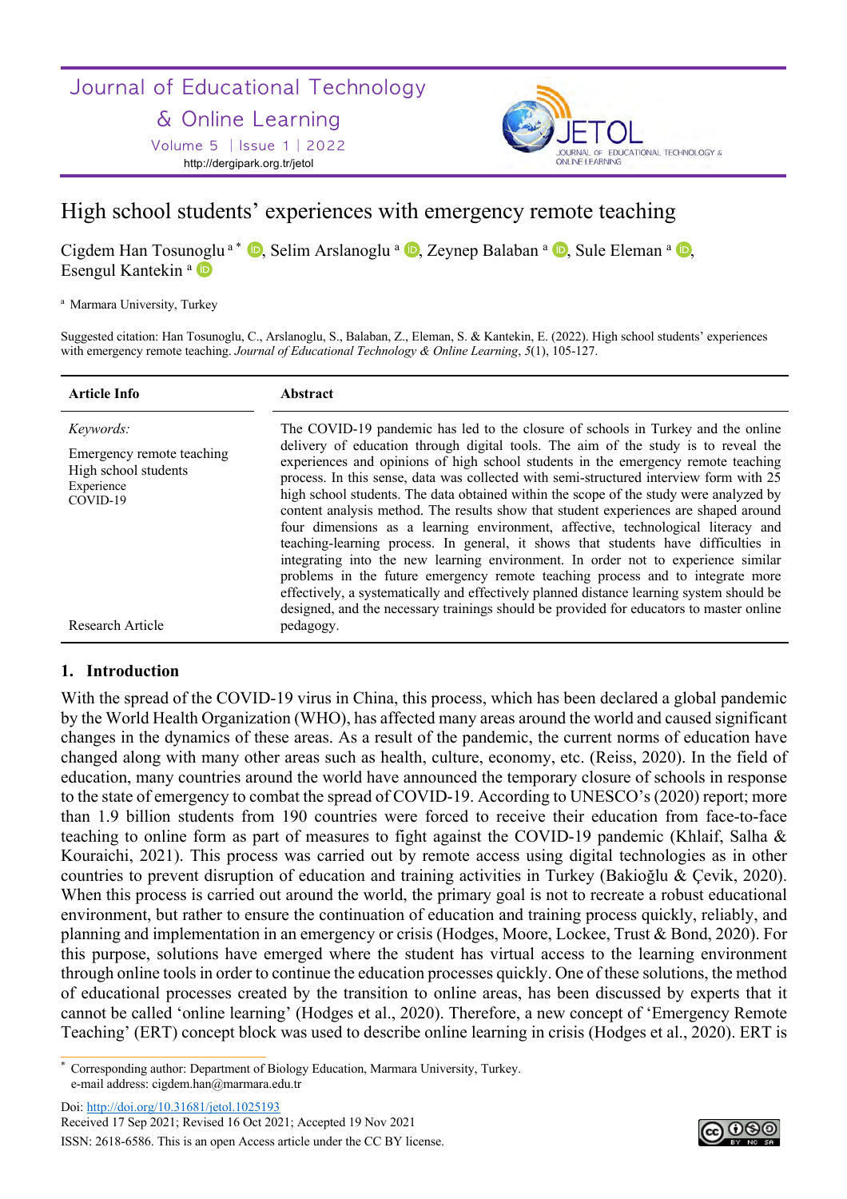# High school students' experiences with emergency remote teaching

Cigdem Han Tosunoglu [a] [*], Selim Arslanoglu [a], Zeynep Balaban [a], Sule Eleman [a], Esengul Kantekin [a]

[a] Marmara University, Turkey

Suggested citation: Han Tosunoglu, C., Arslanoglu, S., Balaban, Z., Eleman, S. & Kantekin, E. (2022). High school students' experiences with emergency remote teaching. *Journal of Educational Technology & Online Learning*, *5*(1), 105-127.

| Article Info | Abstract |
|---|---|
| *Keywords:*<br>Emergency remote teaching<br>High school students<br>Experience<br>COVID-19<br><br>Research Article | The COVID-19 pandemic has led to the closure of schools in Turkey and the online delivery of education through digital tools. The aim of the study is to reveal the experiences and opinions of high school students in the emergency remote teaching process. In this sense, data was collected with semi-structured interview form with 25 high school students. The data obtained within the scope of the study were analyzed by content analysis method. The results show that student experiences are shaped around four dimensions as a learning environment, affective, technological literacy and teaching-learning process. In general, it shows that students have difficulties in integrating into the new learning environment. In order not to experience similar problems in the future emergency remote teaching process and to integrate more effectively, a systematically and effectively planned distance learning system should be designed, and the necessary trainings should be provided for educators to master online pedagogy. |

## 1. Introduction

With the spread of the COVID-19 virus in China, this process, which has been declared a global pandemic by the World Health Organization (WHO), has affected many areas around the world and caused significant changes in the dynamics of these areas. As a result of the pandemic, the current norms of education have changed along with many other areas such as health, culture, economy, etc. (Reiss, 2020). In the field of education, many countries around the world have announced the temporary closure of schools in response to the state of emergency to combat the spread of COVID-19. According to UNESCO's (2020) report; more than 1.9 billion students from 190 countries were forced to receive their education from face-to-face teaching to online form as part of measures to fight against the COVID-19 pandemic (Khlaif, Salha & Kouraichi, 2021). This process was carried out by remote access using digital technologies as in other countries to prevent disruption of education and training activities in Turkey (Bakioğlu & Çevik, 2020). When this process is carried out around the world, the primary goal is not to recreate a robust educational environment, but rather to ensure the continuation of education and training process quickly, reliably, and planning and implementation in an emergency or crisis (Hodges, Moore, Lockee, Trust & Bond, 2020). For this purpose, solutions have emerged where the student has virtual access to the learning environment through online tools in order to continue the education processes quickly. One of these solutions, the method of educational processes created by the transition to online areas, has been discussed by experts that it cannot be called 'online learning' (Hodges et al., 2020). Therefore, a new concept of 'Emergency Remote Teaching' (ERT) concept block was used to describe online learning in crisis (Hodges et al., 2020). ERT is

[*] Corresponding author: Department of Biology Education, Marmara University, Turkey.
e-mail address: cigdem.han@marmara.edu.tr

Doi: http://doi.org/10.31681/jetol.1025193
Received 17 Sep 2021; Revised 16 Oct 2021; Accepted 19 Nov 2021
ISSN: 2618-6586. This is an open Access article under the CC BY license.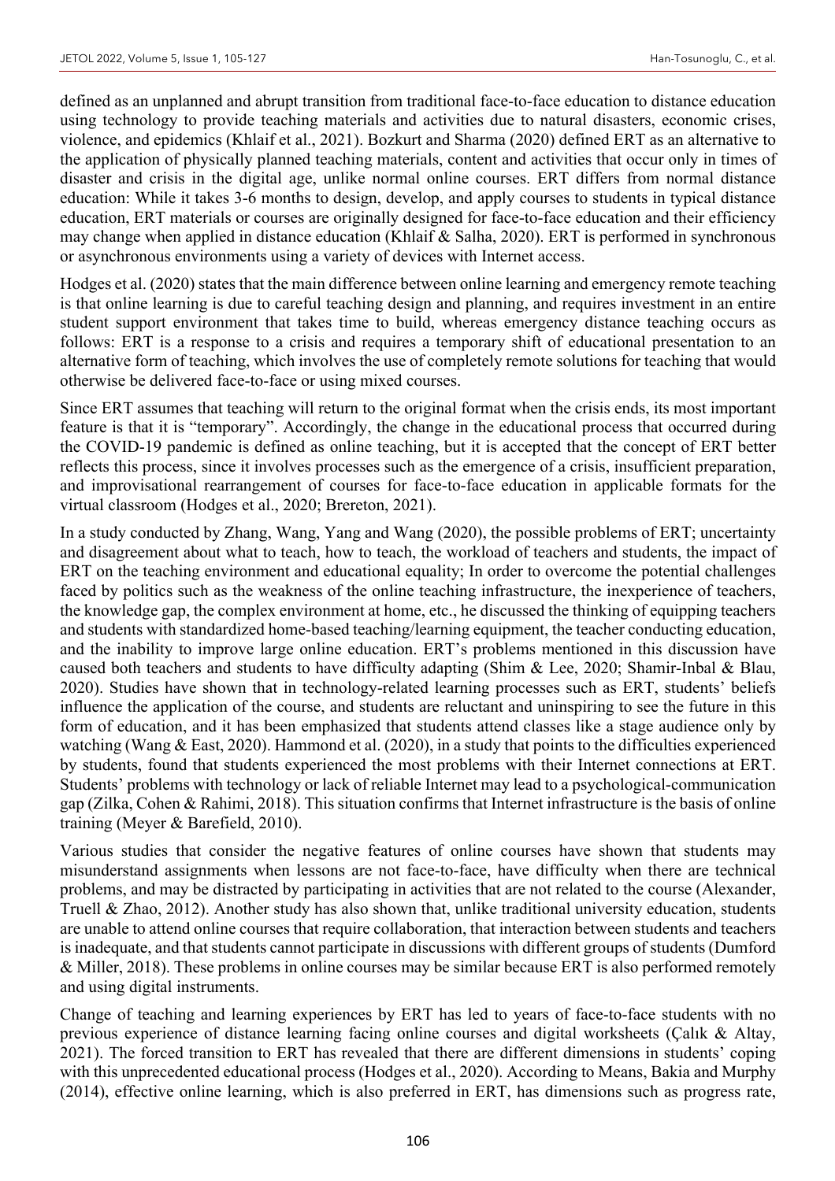defined as an unplanned and abrupt transition from traditional face-to-face education to distance education using technology to provide teaching materials and activities due to natural disasters, economic crises, violence, and epidemics (Khlaif et al., 2021). Bozkurt and Sharma (2020) defined ERT as an alternative to the application of physically planned teaching materials, content and activities that occur only in times of disaster and crisis in the digital age, unlike normal online courses. ERT differs from normal distance education: While it takes 3-6 months to design, develop, and apply courses to students in typical distance education, ERT materials or courses are originally designed for face-to-face education and their efficiency may change when applied in distance education (Khlaif & Salha, 2020). ERT is performed in synchronous or asynchronous environments using a variety of devices with Internet access.

Hodges et al. (2020) states that the main difference between online learning and emergency remote teaching is that online learning is due to careful teaching design and planning, and requires investment in an entire student support environment that takes time to build, whereas emergency distance teaching occurs as follows: ERT is a response to a crisis and requires a temporary shift of educational presentation to an alternative form of teaching, which involves the use of completely remote solutions for teaching that would otherwise be delivered face-to-face or using mixed courses.

Since ERT assumes that teaching will return to the original format when the crisis ends, its most important feature is that it is "temporary". Accordingly, the change in the educational process that occurred during the COVID-19 pandemic is defined as online teaching, but it is accepted that the concept of ERT better reflects this process, since it involves processes such as the emergence of a crisis, insufficient preparation, and improvisational rearrangement of courses for face-to-face education in applicable formats for the virtual classroom (Hodges et al., 2020; Brereton, 2021).

In a study conducted by Zhang, Wang, Yang and Wang (2020), the possible problems of ERT; uncertainty and disagreement about what to teach, how to teach, the workload of teachers and students, the impact of ERT on the teaching environment and educational equality; In order to overcome the potential challenges faced by politics such as the weakness of the online teaching infrastructure, the inexperience of teachers, the knowledge gap, the complex environment at home, etc., he discussed the thinking of equipping teachers and students with standardized home-based teaching/learning equipment, the teacher conducting education, and the inability to improve large online education. ERT's problems mentioned in this discussion have caused both teachers and students to have difficulty adapting (Shim & Lee, 2020; Shamir-Inbal & Blau, 2020). Studies have shown that in technology-related learning processes such as ERT, students' beliefs influence the application of the course, and students are reluctant and uninspiring to see the future in this form of education, and it has been emphasized that students attend classes like a stage audience only by watching (Wang & East, 2020). Hammond et al. (2020), in a study that points to the difficulties experienced by students, found that students experienced the most problems with their Internet connections at ERT. Students' problems with technology or lack of reliable Internet may lead to a psychological-communication gap (Zilka, Cohen & Rahimi, 2018). This situation confirms that Internet infrastructure is the basis of online training (Meyer & Barefield, 2010).

Various studies that consider the negative features of online courses have shown that students may misunderstand assignments when lessons are not face-to-face, have difficulty when there are technical problems, and may be distracted by participating in activities that are not related to the course (Alexander, Truell & Zhao, 2012). Another study has also shown that, unlike traditional university education, students are unable to attend online courses that require collaboration, that interaction between students and teachers is inadequate, and that students cannot participate in discussions with different groups of students (Dumford & Miller, 2018). These problems in online courses may be similar because ERT is also performed remotely and using digital instruments.

Change of teaching and learning experiences by ERT has led to years of face-to-face students with no previous experience of distance learning facing online courses and digital worksheets (Çalık & Altay, 2021). The forced transition to ERT has revealed that there are different dimensions in students' coping with this unprecedented educational process (Hodges et al., 2020). According to Means, Bakia and Murphy (2014), effective online learning, which is also preferred in ERT, has dimensions such as progress rate,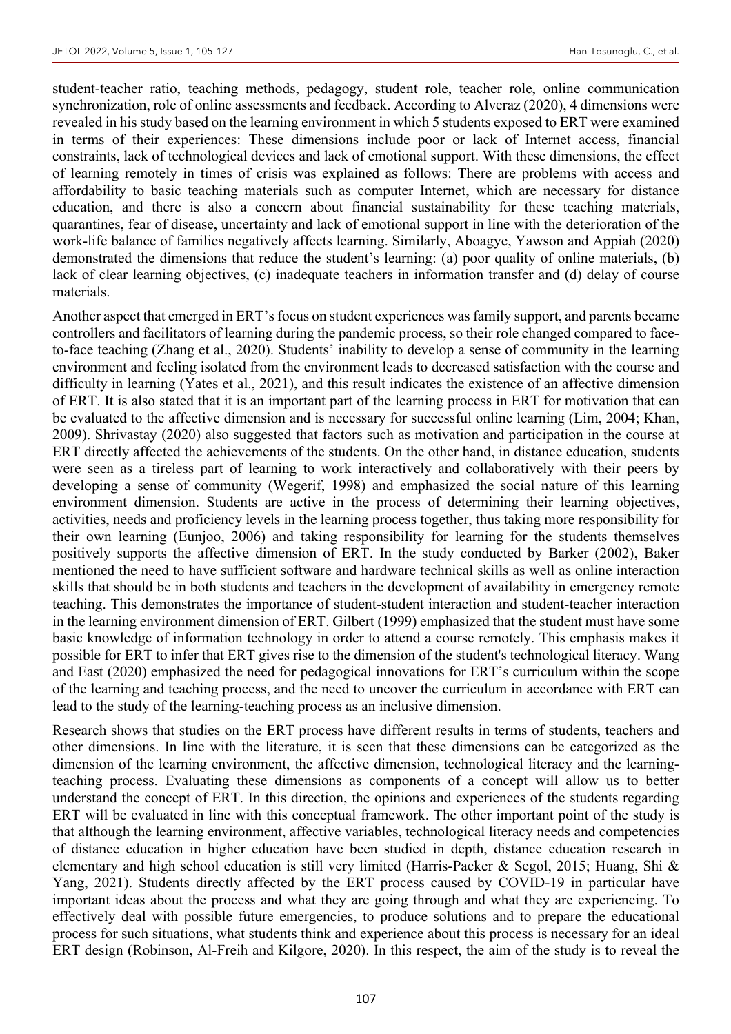student-teacher ratio, teaching methods, pedagogy, student role, teacher role, online communication synchronization, role of online assessments and feedback. According to Alveraz (2020), 4 dimensions were revealed in his study based on the learning environment in which 5 students exposed to ERT were examined in terms of their experiences: These dimensions include poor or lack of Internet access, financial constraints, lack of technological devices and lack of emotional support. With these dimensions, the effect of learning remotely in times of crisis was explained as follows: There are problems with access and affordability to basic teaching materials such as computer Internet, which are necessary for distance education, and there is also a concern about financial sustainability for these teaching materials, quarantines, fear of disease, uncertainty and lack of emotional support in line with the deterioration of the work-life balance of families negatively affects learning. Similarly, Aboagye, Yawson and Appiah (2020) demonstrated the dimensions that reduce the student's learning: (a) poor quality of online materials, (b) lack of clear learning objectives, (c) inadequate teachers in information transfer and (d) delay of course materials.

Another aspect that emerged in ERT's focus on student experiences was family support, and parents became controllers and facilitators of learning during the pandemic process, so their role changed compared to face-to-face teaching (Zhang et al., 2020). Students' inability to develop a sense of community in the learning environment and feeling isolated from the environment leads to decreased satisfaction with the course and difficulty in learning (Yates et al., 2021), and this result indicates the existence of an affective dimension of ERT. It is also stated that it is an important part of the learning process in ERT for motivation that can be evaluated to the affective dimension and is necessary for successful online learning (Lim, 2004; Khan, 2009). Shrivastay (2020) also suggested that factors such as motivation and participation in the course at ERT directly affected the achievements of the students. On the other hand, in distance education, students were seen as a tireless part of learning to work interactively and collaboratively with their peers by developing a sense of community (Wegerif, 1998) and emphasized the social nature of this learning environment dimension. Students are active in the process of determining their learning objectives, activities, needs and proficiency levels in the learning process together, thus taking more responsibility for their own learning (Eunjoo, 2006) and taking responsibility for learning for the students themselves positively supports the affective dimension of ERT. In the study conducted by Barker (2002), Baker mentioned the need to have sufficient software and hardware technical skills as well as online interaction skills that should be in both students and teachers in the development of availability in emergency remote teaching. This demonstrates the importance of student-student interaction and student-teacher interaction in the learning environment dimension of ERT. Gilbert (1999) emphasized that the student must have some basic knowledge of information technology in order to attend a course remotely. This emphasis makes it possible for ERT to infer that ERT gives rise to the dimension of the student's technological literacy. Wang and East (2020) emphasized the need for pedagogical innovations for ERT's curriculum within the scope of the learning and teaching process, and the need to uncover the curriculum in accordance with ERT can lead to the study of the learning-teaching process as an inclusive dimension.

Research shows that studies on the ERT process have different results in terms of students, teachers and other dimensions. In line with the literature, it is seen that these dimensions can be categorized as the dimension of the learning environment, the affective dimension, technological literacy and the learning-teaching process. Evaluating these dimensions as components of a concept will allow us to better understand the concept of ERT. In this direction, the opinions and experiences of the students regarding ERT will be evaluated in line with this conceptual framework. The other important point of the study is that although the learning environment, affective variables, technological literacy needs and competencies of distance education in higher education have been studied in depth, distance education research in elementary and high school education is still very limited (Harris-Packer & Segol, 2015; Huang, Shi & Yang, 2021). Students directly affected by the ERT process caused by COVID-19 in particular have important ideas about the process and what they are going through and what they are experiencing. To effectively deal with possible future emergencies, to produce solutions and to prepare the educational process for such situations, what students think and experience about this process is necessary for an ideal ERT design (Robinson, Al-Freih and Kilgore, 2020). In this respect, the aim of the study is to reveal the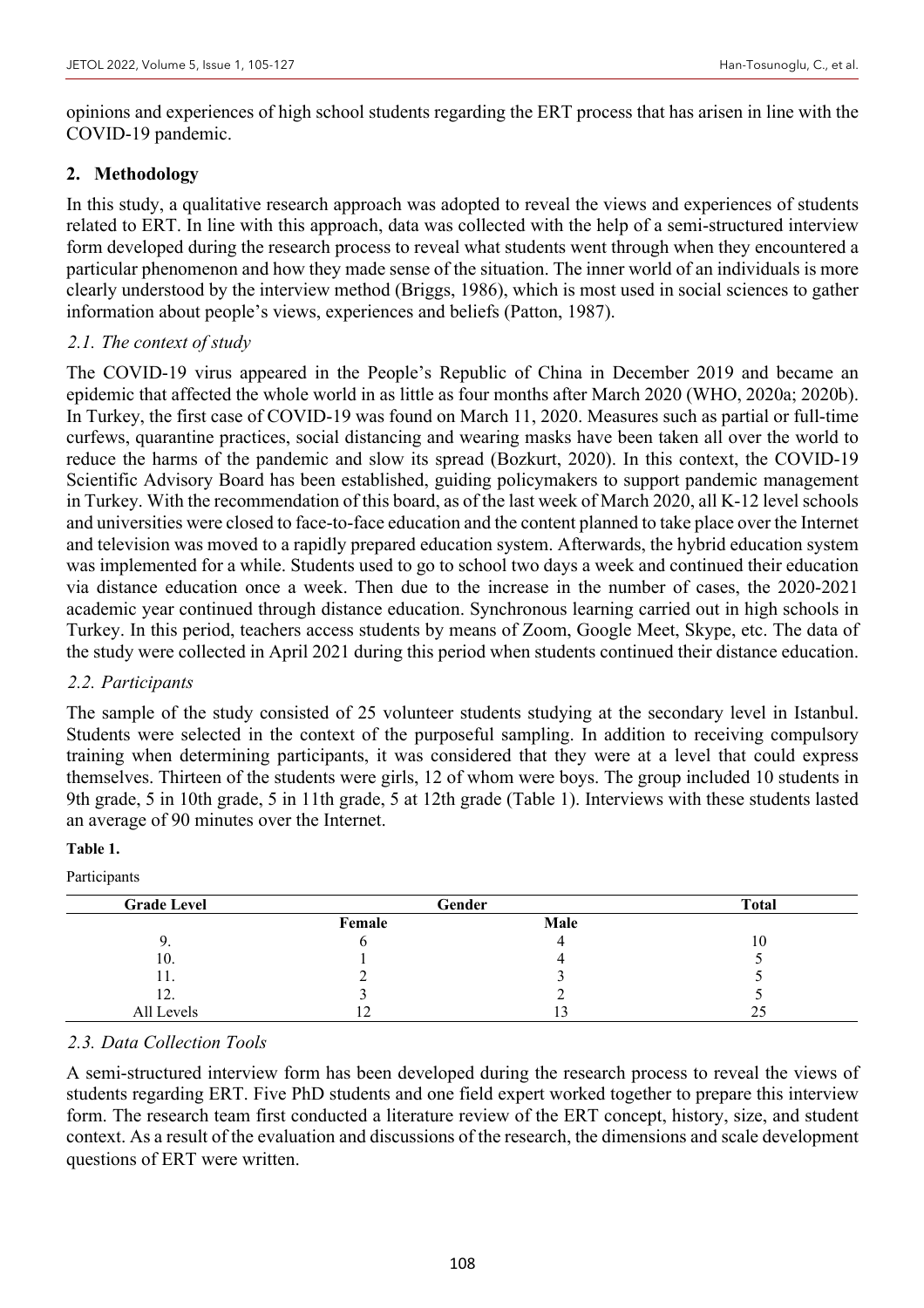opinions and experiences of high school students regarding the ERT process that has arisen in line with the COVID-19 pandemic.

## 2. Methodology

In this study, a qualitative research approach was adopted to reveal the views and experiences of students related to ERT. In line with this approach, data was collected with the help of a semi-structured interview form developed during the research process to reveal what students went through when they encountered a particular phenomenon and how they made sense of the situation. The inner world of an individuals is more clearly understood by the interview method (Briggs, 1986), which is most used in social sciences to gather information about people's views, experiences and beliefs (Patton, 1987).

### *2.1. The context of study*

The COVID-19 virus appeared in the People's Republic of China in December 2019 and became an epidemic that affected the whole world in as little as four months after March 2020 (WHO, 2020a; 2020b). In Turkey, the first case of COVID-19 was found on March 11, 2020. Measures such as partial or full-time curfews, quarantine practices, social distancing and wearing masks have been taken all over the world to reduce the harms of the pandemic and slow its spread (Bozkurt, 2020). In this context, the COVID-19 Scientific Advisory Board has been established, guiding policymakers to support pandemic management in Turkey. With the recommendation of this board, as of the last week of March 2020, all K-12 level schools and universities were closed to face-to-face education and the content planned to take place over the Internet and television was moved to a rapidly prepared education system. Afterwards, the hybrid education system was implemented for a while. Students used to go to school two days a week and continued their education via distance education once a week. Then due to the increase in the number of cases, the 2020-2021 academic year continued through distance education. Synchronous learning carried out in high schools in Turkey. In this period, teachers access students by means of Zoom, Google Meet, Skype, etc. The data of the study were collected in April 2021 during this period when students continued their distance education.

### *2.2. Participants*

The sample of the study consisted of 25 volunteer students studying at the secondary level in Istanbul. Students were selected in the context of the purposeful sampling. In addition to receiving compulsory training when determining participants, it was considered that they were at a level that could express themselves. Thirteen of the students were girls, 12 of whom were boys. The group included 10 students in 9th grade, 5 in 10th grade, 5 in 11th grade, 5 at 12th grade (Table 1). Interviews with these students lasted an average of 90 minutes over the Internet.

**Table 1.**

Participants

| Grade Level | Gender | | Total |
|---|---|---|---|
| | **Female** | **Male** | |
| 9. | 6 | 4 | 10 |
| 10. | 1 | 4 | 5 |
| 11. | 2 | 3 | 5 |
| 12. | 3 | 2 | 5 |
| All Levels | 12 | 13 | 25 |

### *2.3. Data Collection Tools*

A semi-structured interview form has been developed during the research process to reveal the views of students regarding ERT. Five PhD students and one field expert worked together to prepare this interview form. The research team first conducted a literature review of the ERT concept, history, size, and student context. As a result of the evaluation and discussions of the research, the dimensions and scale development questions of ERT were written.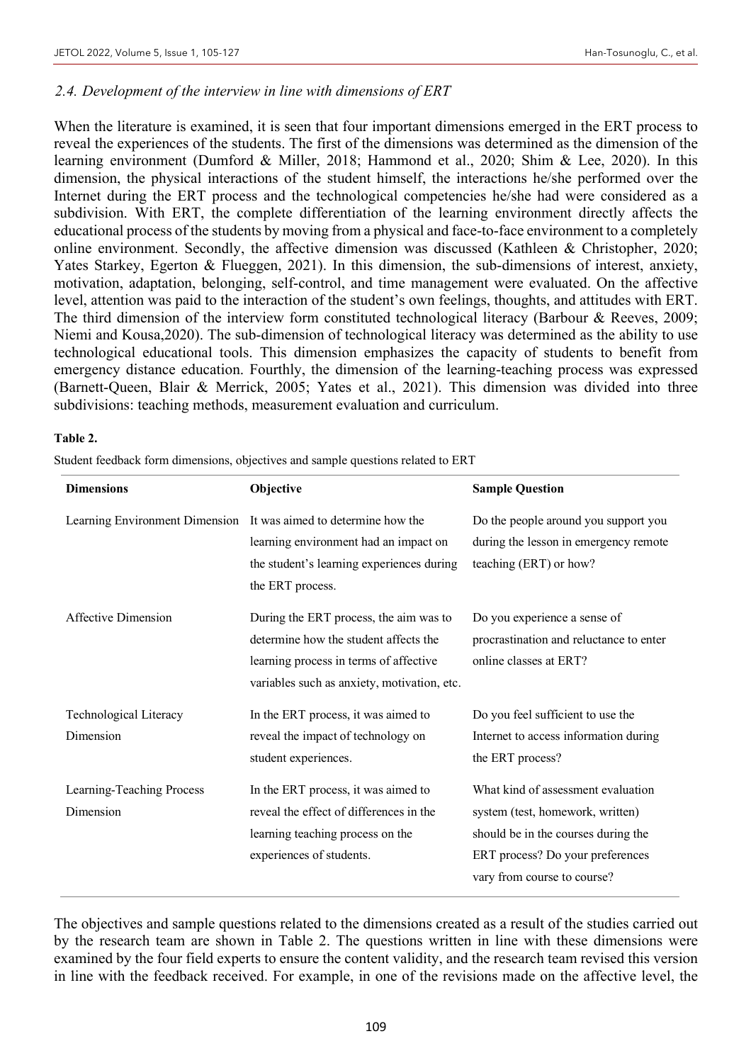### *2.4. Development of the interview in line with dimensions of ERT*

When the literature is examined, it is seen that four important dimensions emerged in the ERT process to reveal the experiences of the students. The first of the dimensions was determined as the dimension of the learning environment (Dumford & Miller, 2018; Hammond et al., 2020; Shim & Lee, 2020). In this dimension, the physical interactions of the student himself, the interactions he/she performed over the Internet during the ERT process and the technological competencies he/she had were considered as a subdivision. With ERT, the complete differentiation of the learning environment directly affects the educational process of the students by moving from a physical and face-to-face environment to a completely online environment. Secondly, the affective dimension was discussed (Kathleen & Christopher, 2020; Yates Starkey, Egerton & Flueggen, 2021). In this dimension, the sub-dimensions of interest, anxiety, motivation, adaptation, belonging, self-control, and time management were evaluated. On the affective level, attention was paid to the interaction of the student's own feelings, thoughts, and attitudes with ERT. The third dimension of the interview form constituted technological literacy (Barbour & Reeves, 2009; Niemi and Kousa,2020). The sub-dimension of technological literacy was determined as the ability to use technological educational tools. This dimension emphasizes the capacity of students to benefit from emergency distance education. Fourthly, the dimension of the learning-teaching process was expressed (Barnett-Queen, Blair & Merrick, 2005; Yates et al., 2021). This dimension was divided into three subdivisions: teaching methods, measurement evaluation and curriculum.

**Table 2.**

Student feedback form dimensions, objectives and sample questions related to ERT

| Dimensions | Objective | Sample Question |
|---|---|---|
| Learning Environment Dimension | It was aimed to determine how the learning environment had an impact on the student's learning experiences during the ERT process. | Do the people around you support you during the lesson in emergency remote teaching (ERT) or how? |
| Affective Dimension | During the ERT process, the aim was to determine how the student affects the learning process in terms of affective variables such as anxiety, motivation, etc. | Do you experience a sense of procrastination and reluctance to enter online classes at ERT? |
| Technological Literacy Dimension | In the ERT process, it was aimed to reveal the impact of technology on student experiences. | Do you feel sufficient to use the Internet to access information during the ERT process? |
| Learning-Teaching Process Dimension | In the ERT process, it was aimed to reveal the effect of differences in the learning teaching process on the experiences of students. | What kind of assessment evaluation system (test, homework, written) should be in the courses during the ERT process? Do your preferences vary from course to course? |

The objectives and sample questions related to the dimensions created as a result of the studies carried out by the research team are shown in Table 2. The questions written in line with these dimensions were examined by the four field experts to ensure the content validity, and the research team revised this version in line with the feedback received. For example, in one of the revisions made on the affective level, the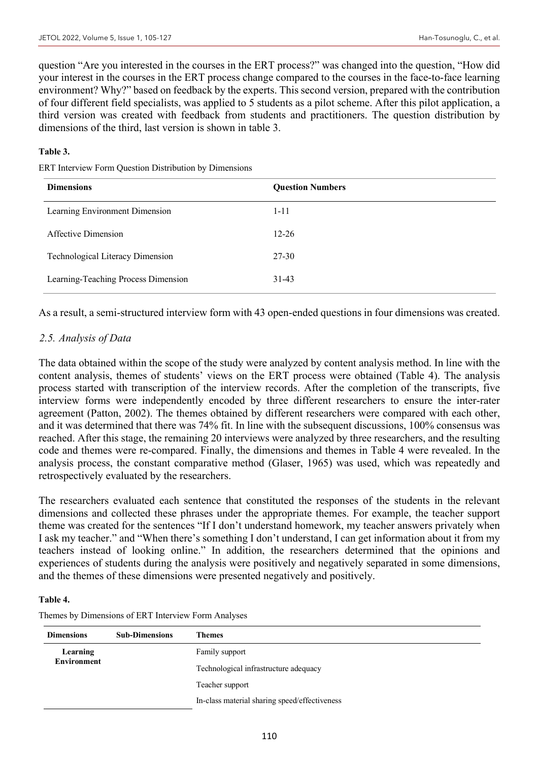question "Are you interested in the courses in the ERT process?" was changed into the question, "How did your interest in the courses in the ERT process change compared to the courses in the face-to-face learning environment? Why?" based on feedback by the experts. This second version, prepared with the contribution of four different field specialists, was applied to 5 students as a pilot scheme. After this pilot application, a third version was created with feedback from students and practitioners. The question distribution by dimensions of the third, last version is shown in table 3.

**Table 3.**

ERT Interview Form Question Distribution by Dimensions

| Dimensions | Question Numbers |
|---|---|
| Learning Environment Dimension | 1-11 |
| Affective Dimension | 12-26 |
| Technological Literacy Dimension | 27-30 |
| Learning-Teaching Process Dimension | 31-43 |

As a result, a semi-structured interview form with 43 open-ended questions in four dimensions was created.

### *2.5. Analysis of Data*

The data obtained within the scope of the study were analyzed by content analysis method. In line with the content analysis, themes of students' views on the ERT process were obtained (Table 4). The analysis process started with transcription of the interview records. After the completion of the transcripts, five interview forms were independently encoded by three different researchers to ensure the inter-rater agreement (Patton, 2002). The themes obtained by different researchers were compared with each other, and it was determined that there was 74% fit. In line with the subsequent discussions, 100% consensus was reached. After this stage, the remaining 20 interviews were analyzed by three researchers, and the resulting code and themes were re-compared. Finally, the dimensions and themes in Table 4 were revealed. In the analysis process, the constant comparative method (Glaser, 1965) was used, which was repeatedly and retrospectively evaluated by the researchers.

The researchers evaluated each sentence that constituted the responses of the students in the relevant dimensions and collected these phrases under the appropriate themes. For example, the teacher support theme was created for the sentences "If I don't understand homework, my teacher answers privately when I ask my teacher." and "When there's something I don't understand, I can get information about it from my teachers instead of looking online." In addition, the researchers determined that the opinions and experiences of students during the analysis were positively and negatively separated in some dimensions, and the themes of these dimensions were presented negatively and positively.

**Table 4.**

Themes by Dimensions of ERT Interview Form Analyses

| Dimensions | Sub-Dimensions | Themes |
|---|---|---|
| **Learning Environment** | | Family support |
| | | Technological infrastructure adequacy |
| | | Teacher support |
| | | In-class material sharing speed/effectiveness |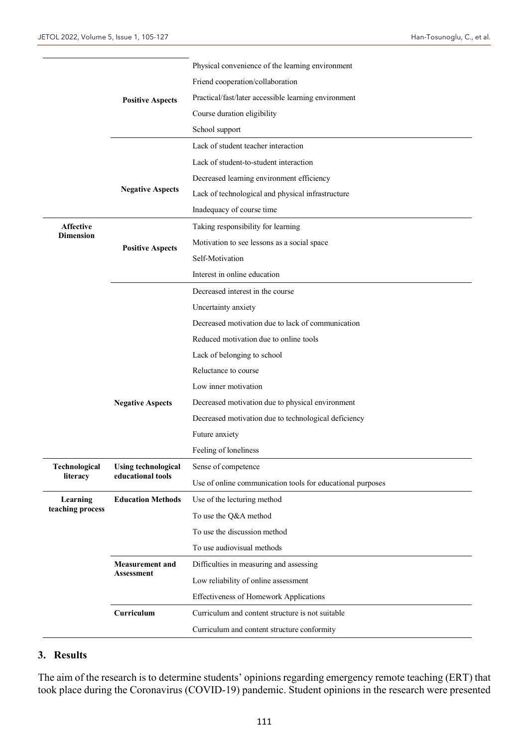| | | |
|---|---|---|
| | Positive Aspects | Physical convenience of the learning environment |
| | | Friend cooperation/collaboration |
| | | Practical/fast/later accessible learning environment |
| | | Course duration eligibility |
| | | School support |
| | Negative Aspects | Lack of student teacher interaction |
| | | Lack of student-to-student interaction |
| | | Decreased learning environment efficiency |
| | | Lack of technological and physical infrastructure |
| | | Inadequacy of course time |
| **Affective Dimension** | Positive Aspects | Taking responsibility for learning |
| | | Motivation to see lessons as a social space |
| | | Self-Motivation |
| | | Interest in online education |
| | Negative Aspects | Decreased interest in the course |
| | | Uncertainty anxiety |
| | | Decreased motivation due to lack of communication |
| | | Reduced motivation due to online tools |
| | | Lack of belonging to school |
| | | Reluctance to course |
| | | Low inner motivation |
| | | Decreased motivation due to physical environment |
| | | Decreased motivation due to technological deficiency |
| | | Future anxiety |
| | | Feeling of loneliness |
| **Technological literacy** | Using technological educational tools | Sense of competence |
| | | Use of online communication tools for educational purposes |
| **Learning teaching process** | Education Methods | Use of the lecturing method |
| | | To use the Q&A method |
| | | To use the discussion method |
| | | To use audiovisual methods |
| | Measurement and Assessment | Difficulties in measuring and assessing |
| | | Low reliability of online assessment |
| | | Effectiveness of Homework Applications |
| | Curriculum | Curriculum and content structure is not suitable |
| | | Curriculum and content structure conformity |

## 3. Results

The aim of the research is to determine students' opinions regarding emergency remote teaching (ERT) that took place during the Coronavirus (COVID-19) pandemic. Student opinions in the research were presented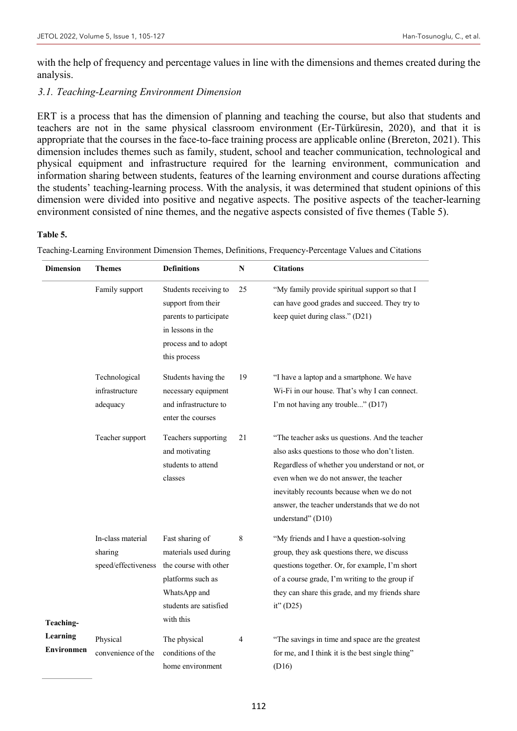with the help of frequency and percentage values in line with the dimensions and themes created during the analysis.

### *3.1. Teaching-Learning Environment Dimension*

ERT is a process that has the dimension of planning and teaching the course, but also that students and teachers are not in the same physical classroom environment (Er-Türküresin, 2020), and that it is appropriate that the courses in the face-to-face training process are applicable online (Brereton, 2021). This dimension includes themes such as family, student, school and teacher communication, technological and physical equipment and infrastructure required for the learning environment, communication and information sharing between students, features of the learning environment and course durations affecting the students' teaching-learning process. With the analysis, it was determined that student opinions of this dimension were divided into positive and negative aspects. The positive aspects of the teacher-learning environment consisted of nine themes, and the negative aspects consisted of five themes (Table 5).

**Table 5.**

Teaching-Learning Environment Dimension Themes, Definitions, Frequency-Percentage Values and Citations

| Dimension | Themes | Definitions | N | Citations |
|---|---|---|---|---|
| | Family support | Students receiving to support from their parents to participate in lessons in the process and to adopt this process | 25 | "My family provide spiritual support so that I can have good grades and succeed. They try to keep quiet during class." (D21) |
| | Technological infrastructure adequacy | Students having the necessary equipment and infrastructure to enter the courses | 19 | "I have a laptop and a smartphone. We have Wi-Fi in our house. That's why I can connect. I'm not having any trouble..." (D17) |
| | Teacher support | Teachers supporting and motivating students to attend classes | 21 | "The teacher asks us questions. And the teacher also asks questions to those who don't listen. Regardless of whether you understand or not, or even when we do not answer, the teacher inevitably recounts because when we do not answer, the teacher understands that we do not understand" (D10) |
| | In-class material sharing speed/effectiveness | Fast sharing of materials used during the course with other platforms such as WhatsApp and students are satisfied with this | 8 | "My friends and I have a question-solving group, they ask questions there, we discuss questions together. Or, for example, I'm short of a course grade, I'm writing to the group if they can share this grade, and my friends share it" (D25) |
| **Teaching-Learning Environmen** | Physical convenience of the | The physical conditions of the home environment | 4 | "The savings in time and space are the greatest for me, and I think it is the best single thing" (D16) |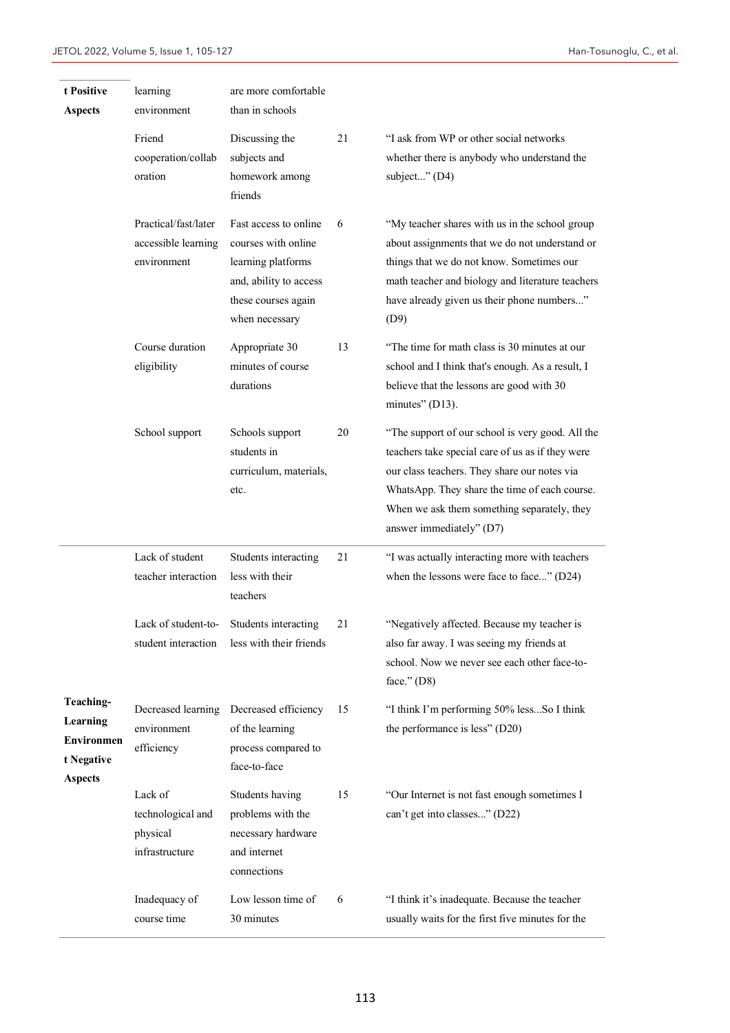| | | | | |
|---|---|---|---|---|
| **t Positive Aspects** | learning environment | are more comfortable than in schools | | |
| | Friend cooperation/collaboration | Discussing the subjects and homework among friends | 21 | "I ask from WP or other social networks whether there is anybody who understand the subject..." (D4) |
| | Practical/fast/later accessible learning environment | Fast access to online courses with online learning platforms and, ability to access these courses again when necessary | 6 | "My teacher shares with us in the school group about assignments that we do not understand or things that we do not know. Sometimes our math teacher and biology and literature teachers have already given us their phone numbers..." (D9) |
| | Course duration eligibility | Appropriate 30 minutes of course durations | 13 | "The time for math class is 30 minutes at our school and I think that's enough. As a result, I believe that the lessons are good with 30 minutes" (D13). |
| | School support | Schools support students in curriculum, materials, etc. | 20 | "The support of our school is very good. All the teachers take special care of us as if they were our class teachers. They share our notes via WhatsApp. They share the time of each course. When we ask them something separately, they answer immediately" (D7) |
| **Teaching-Learning Environment Negative Aspects** | Lack of student teacher interaction | Students interacting less with their teachers | 21 | "I was actually interacting more with teachers when the lessons were face to face..." (D24) |
| | Lack of student-to-student interaction | Students interacting less with their friends | 21 | "Negatively affected. Because my teacher is also far away. I was seeing my friends at school. Now we never see each other face-to-face." (D8) |
| | Decreased learning environment efficiency | Decreased efficiency of the learning process compared to face-to-face | 15 | "I think I'm performing 50% less...So I think the performance is less" (D20) |
| | Lack of technological and physical infrastructure | Students having problems with the necessary hardware and internet connections | 15 | "Our Internet is not fast enough sometimes I can't get into classes..." (D22) |
| | Inadequacy of course time | Low lesson time of 30 minutes | 6 | "I think it's inadequate. Because the teacher usually waits for the first five minutes for the |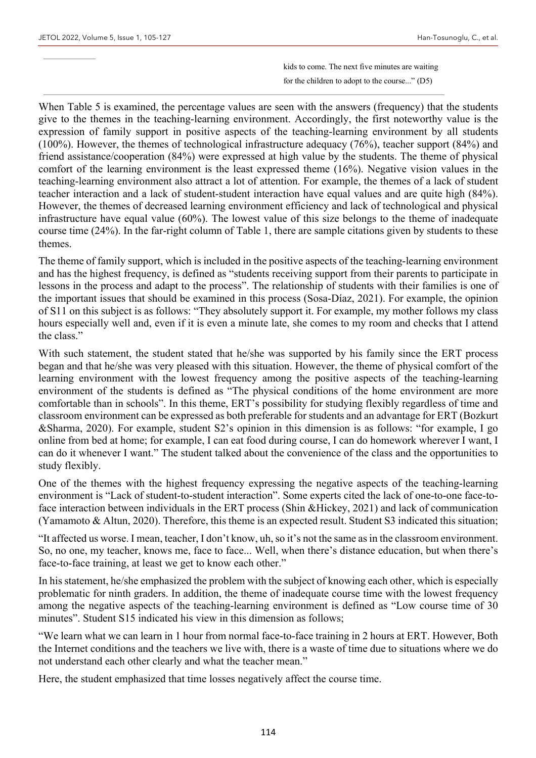kids to come. The next five minutes are waiting for the children to adopt to the course..." (D5)

When Table 5 is examined, the percentage values are seen with the answers (frequency) that the students give to the themes in the teaching-learning environment. Accordingly, the first noteworthy value is the expression of family support in positive aspects of the teaching-learning environment by all students (100%). However, the themes of technological infrastructure adequacy (76%), teacher support (84%) and friend assistance/cooperation (84%) were expressed at high value by the students. The theme of physical comfort of the learning environment is the least expressed theme (16%). Negative vision values in the teaching-learning environment also attract a lot of attention. For example, the themes of a lack of student teacher interaction and a lack of student-student interaction have equal values and are quite high (84%). However, the themes of decreased learning environment efficiency and lack of technological and physical infrastructure have equal value (60%). The lowest value of this size belongs to the theme of inadequate course time (24%). In the far-right column of Table 1, there are sample citations given by students to these themes.

The theme of family support, which is included in the positive aspects of the teaching-learning environment and has the highest frequency, is defined as "students receiving support from their parents to participate in lessons in the process and adapt to the process". The relationship of students with their families is one of the important issues that should be examined in this process (Sosa-Díaz, 2021). For example, the opinion of S11 on this subject is as follows: "They absolutely support it. For example, my mother follows my class hours especially well and, even if it is even a minute late, she comes to my room and checks that I attend the class."

With such statement, the student stated that he/she was supported by his family since the ERT process began and that he/she was very pleased with this situation. However, the theme of physical comfort of the learning environment with the lowest frequency among the positive aspects of the teaching-learning environment of the students is defined as "The physical conditions of the home environment are more comfortable than in schools". In this theme, ERT's possibility for studying flexibly regardless of time and classroom environment can be expressed as both preferable for students and an advantage for ERT (Bozkurt &Sharma, 2020). For example, student S2's opinion in this dimension is as follows: "for example, I go online from bed at home; for example, I can eat food during course, I can do homework wherever I want, I can do it whenever I want." The student talked about the convenience of the class and the opportunities to study flexibly.

One of the themes with the highest frequency expressing the negative aspects of the teaching-learning environment is "Lack of student-to-student interaction". Some experts cited the lack of one-to-one face-to-face interaction between individuals in the ERT process (Shin &Hickey, 2021) and lack of communication (Yamamoto & Altun, 2020). Therefore, this theme is an expected result. Student S3 indicated this situation;

"It affected us worse. I mean, teacher, I don't know, uh, so it's not the same as in the classroom environment. So, no one, my teacher, knows me, face to face... Well, when there's distance education, but when there's face-to-face training, at least we get to know each other."

In his statement, he/she emphasized the problem with the subject of knowing each other, which is especially problematic for ninth graders. In addition, the theme of inadequate course time with the lowest frequency among the negative aspects of the teaching-learning environment is defined as "Low course time of 30 minutes". Student S15 indicated his view in this dimension as follows;

"We learn what we can learn in 1 hour from normal face-to-face training in 2 hours at ERT. However, Both the Internet conditions and the teachers we live with, there is a waste of time due to situations where we do not understand each other clearly and what the teacher mean."

Here, the student emphasized that time losses negatively affect the course time.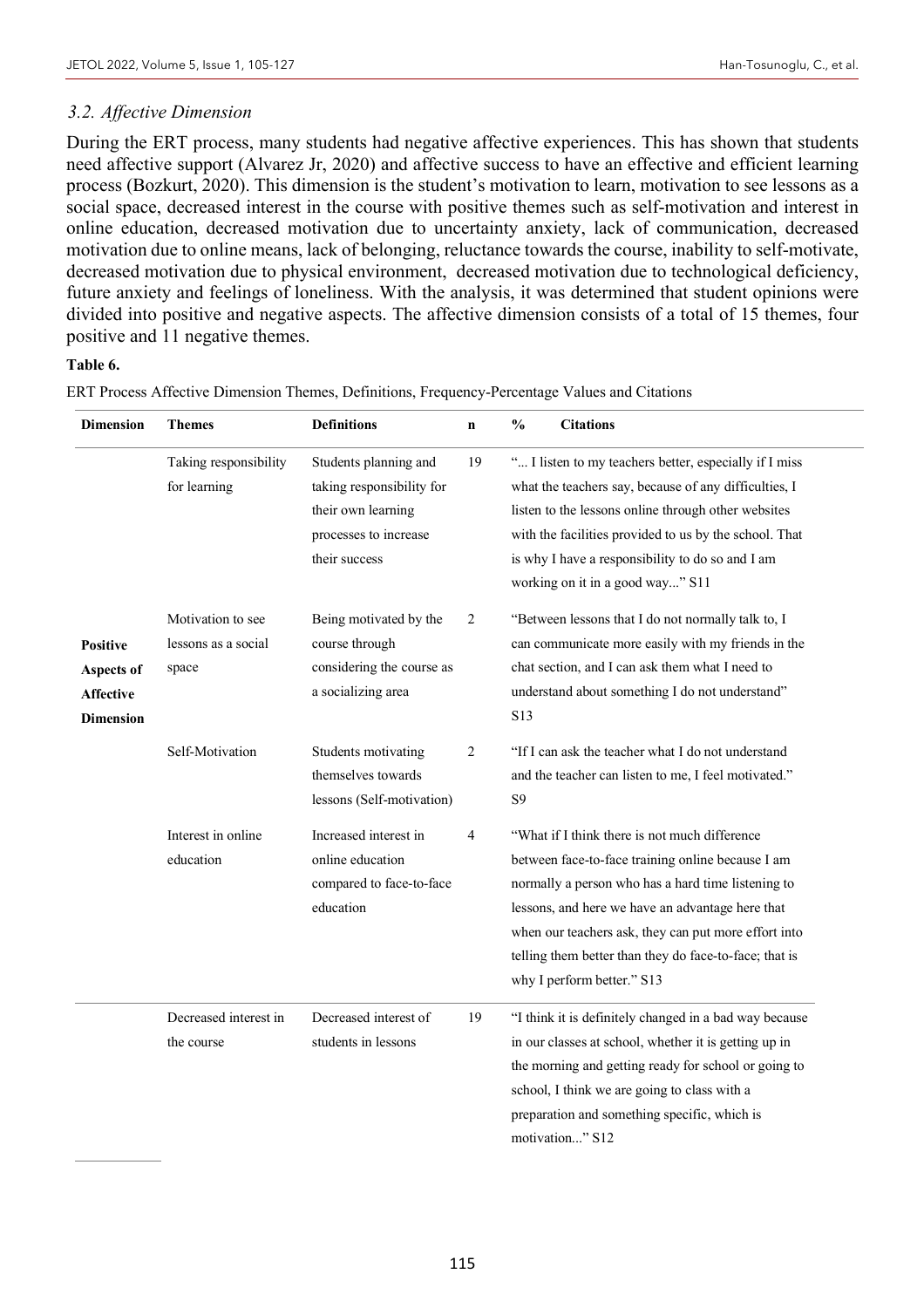### *3.2. Affective Dimension*

During the ERT process, many students had negative affective experiences. This has shown that students need affective support (Alvarez Jr, 2020) and affective success to have an effective and efficient learning process (Bozkurt, 2020). This dimension is the student's motivation to learn, motivation to see lessons as a social space, decreased interest in the course with positive themes such as self-motivation and interest in online education, decreased motivation due to uncertainty anxiety, lack of communication, decreased motivation due to online means, lack of belonging, reluctance towards the course, inability to self-motivate, decreased motivation due to physical environment, decreased motivation due to technological deficiency, future anxiety and feelings of loneliness. With the analysis, it was determined that student opinions were divided into positive and negative aspects. The affective dimension consists of a total of 15 themes, four positive and 11 negative themes.

**Table 6.**

ERT Process Affective Dimension Themes, Definitions, Frequency-Percentage Values and Citations

| Dimension | Themes | Definitions | n | % | Citations |
|---|---|---|---|---|---|
| **Positive Aspects of Affective Dimension** | Taking responsibility for learning | Students planning and taking responsibility for their own learning processes to increase their success | 19 | | "... I listen to my teachers better, especially if I miss what the teachers say, because of any difficulties, I listen to the lessons online through other websites with the facilities provided to us by the school. That is why I have a responsibility to do so and I am working on it in a good way..." S11 |
| | Motivation to see lessons as a social space | Being motivated by the course through considering the course as a socializing area | 2 | | "Between lessons that I do not normally talk to, I can communicate more easily with my friends in the chat section, and I can ask them what I need to understand about something I do not understand" S13 |
| | Self-Motivation | Students motivating themselves towards lessons (Self-motivation) | 2 | | "If I can ask the teacher what I do not understand and the teacher can listen to me, I feel motivated." S9 |
| | Interest in online education | Increased interest in online education compared to face-to-face education | 4 | | "What if I think there is not much difference between face-to-face training online because I am normally a person who has a hard time listening to lessons, and here we have an advantage here that when our teachers ask, they can put more effort into telling them better than they do face-to-face; that is why I perform better." S13 |
| | Decreased interest in the course | Decreased interest of students in lessons | 19 | | "I think it is definitely changed in a bad way because in our classes at school, whether it is getting up in the morning and getting ready for school or going to school, I think we are going to class with a preparation and something specific, which is motivation..." S12 |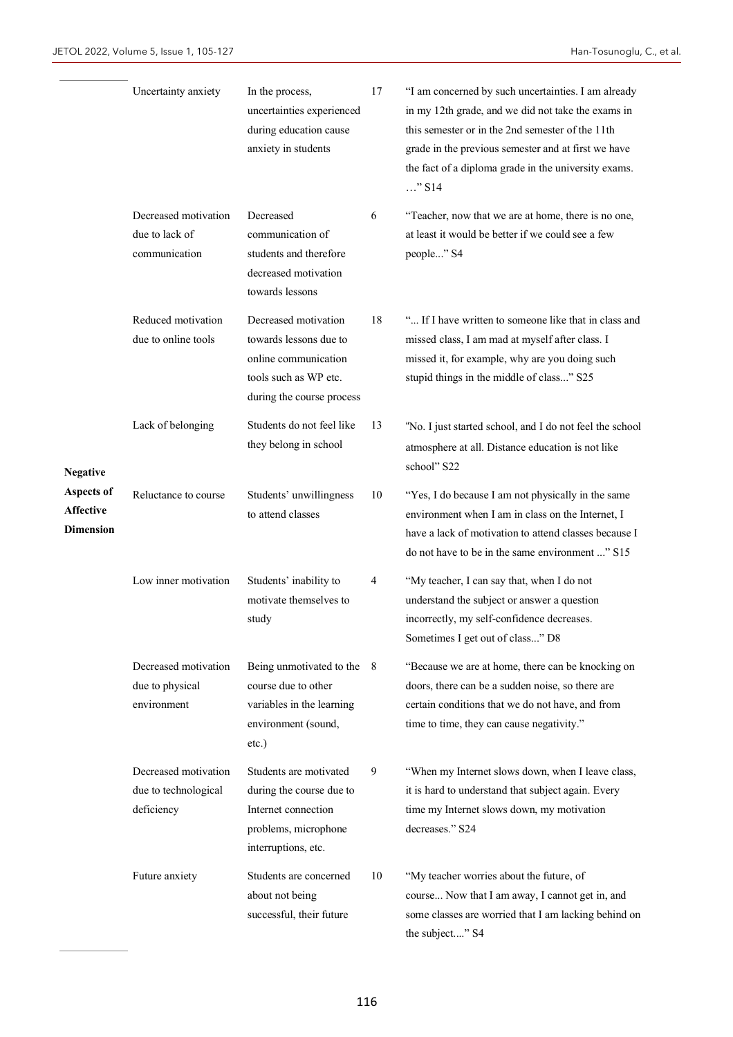| | | | | |
|---|---|---|---|---|
| | Uncertainty anxiety | In the process, uncertainties experienced during education cause anxiety in students | 17 | "I am concerned by such uncertainties. I am already in my 12th grade, and we did not take the exams in this semester or in the 2nd semester of the 11th grade in the previous semester and at first we have the fact of a diploma grade in the university exams. …" S14 |
| | Decreased motivation due to lack of communication | Decreased communication of students and therefore decreased motivation towards lessons | 6 | "Teacher, now that we are at home, there is no one, at least it would be better if we could see a few people..." S4 |
| | Reduced motivation due to online tools | Decreased motivation towards lessons due to online communication tools such as WP etc. during the course process | 18 | "... If I have written to someone like that in class and missed class, I am mad at myself after class. I missed it, for example, why are you doing such stupid things in the middle of class..." S25 |
| | Lack of belonging | Students do not feel like they belong in school | 13 | "No. I just started school, and I do not feel the school atmosphere at all. Distance education is not like school" S22 |
| **Negative Aspects of Affective Dimension** | Reluctance to course | Students' unwillingness to attend classes | 10 | "Yes, I do because I am not physically in the same environment when I am in class on the Internet, I have a lack of motivation to attend classes because I do not have to be in the same environment ..." S15 |
| | Low inner motivation | Students' inability to motivate themselves to study | 4 | "My teacher, I can say that, when I do not understand the subject or answer a question incorrectly, my self-confidence decreases. Sometimes I get out of class..." D8 |
| | Decreased motivation due to physical environment | Being unmotivated to the course due to other variables in the learning environment (sound, etc.) | 8 | "Because we are at home, there can be knocking on doors, there can be a sudden noise, so there are certain conditions that we do not have, and from time to time, they can cause negativity." |
| | Decreased motivation due to technological deficiency | Students are motivated during the course due to Internet connection problems, microphone interruptions, etc. | 9 | "When my Internet slows down, when I leave class, it is hard to understand that subject again. Every time my Internet slows down, my motivation decreases." S24 |
| | Future anxiety | Students are concerned about not being successful, their future | 10 | "My teacher worries about the future, of course... Now that I am away, I cannot get in, and some classes are worried that I am lacking behind on the subject...." S4 |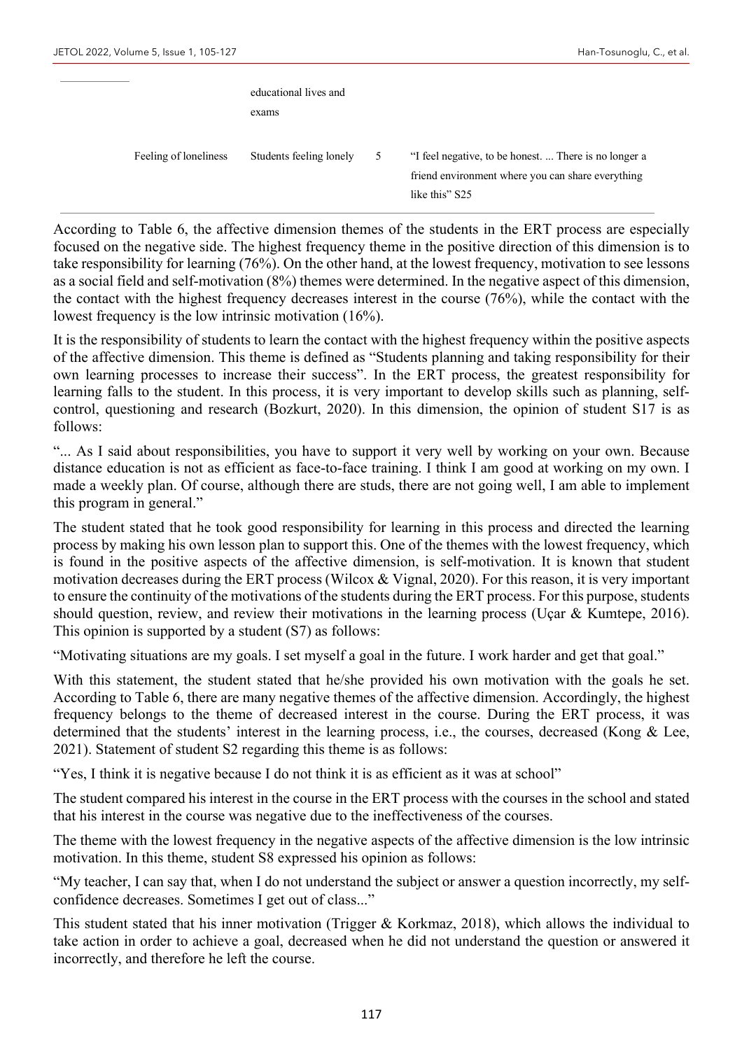| | | | |
|---|---|---|---|
| | educational lives and exams | | |
| Feeling of loneliness | Students feeling lonely | 5 | "I feel negative, to be honest. ... There is no longer a friend environment where you can share everything like this" S25 |

According to Table 6, the affective dimension themes of the students in the ERT process are especially focused on the negative side. The highest frequency theme in the positive direction of this dimension is to take responsibility for learning (76%). On the other hand, at the lowest frequency, motivation to see lessons as a social field and self-motivation (8%) themes were determined. In the negative aspect of this dimension, the contact with the highest frequency decreases interest in the course (76%), while the contact with the lowest frequency is the low intrinsic motivation (16%).

It is the responsibility of students to learn the contact with the highest frequency within the positive aspects of the affective dimension. This theme is defined as "Students planning and taking responsibility for their own learning processes to increase their success". In the ERT process, the greatest responsibility for learning falls to the student. In this process, it is very important to develop skills such as planning, self-control, questioning and research (Bozkurt, 2020). In this dimension, the opinion of student S17 is as follows:

"... As I said about responsibilities, you have to support it very well by working on your own. Because distance education is not as efficient as face-to-face training. I think I am good at working on my own. I made a weekly plan. Of course, although there are studs, there are not going well, I am able to implement this program in general."

The student stated that he took good responsibility for learning in this process and directed the learning process by making his own lesson plan to support this. One of the themes with the lowest frequency, which is found in the positive aspects of the affective dimension, is self-motivation. It is known that student motivation decreases during the ERT process (Wilcox & Vignal, 2020). For this reason, it is very important to ensure the continuity of the motivations of the students during the ERT process. For this purpose, students should question, review, and review their motivations in the learning process (Uçar & Kumtepe, 2016). This opinion is supported by a student (S7) as follows:

"Motivating situations are my goals. I set myself a goal in the future. I work harder and get that goal."

With this statement, the student stated that he/she provided his own motivation with the goals he set. According to Table 6, there are many negative themes of the affective dimension. Accordingly, the highest frequency belongs to the theme of decreased interest in the course. During the ERT process, it was determined that the students' interest in the learning process, i.e., the courses, decreased (Kong & Lee, 2021). Statement of student S2 regarding this theme is as follows:

"Yes, I think it is negative because I do not think it is as efficient as it was at school"

The student compared his interest in the course in the ERT process with the courses in the school and stated that his interest in the course was negative due to the ineffectiveness of the courses.

The theme with the lowest frequency in the negative aspects of the affective dimension is the low intrinsic motivation. In this theme, student S8 expressed his opinion as follows:

"My teacher, I can say that, when I do not understand the subject or answer a question incorrectly, my self-confidence decreases. Sometimes I get out of class..."

This student stated that his inner motivation (Trigger & Korkmaz, 2018), which allows the individual to take action in order to achieve a goal, decreased when he did not understand the question or answered it incorrectly, and therefore he left the course.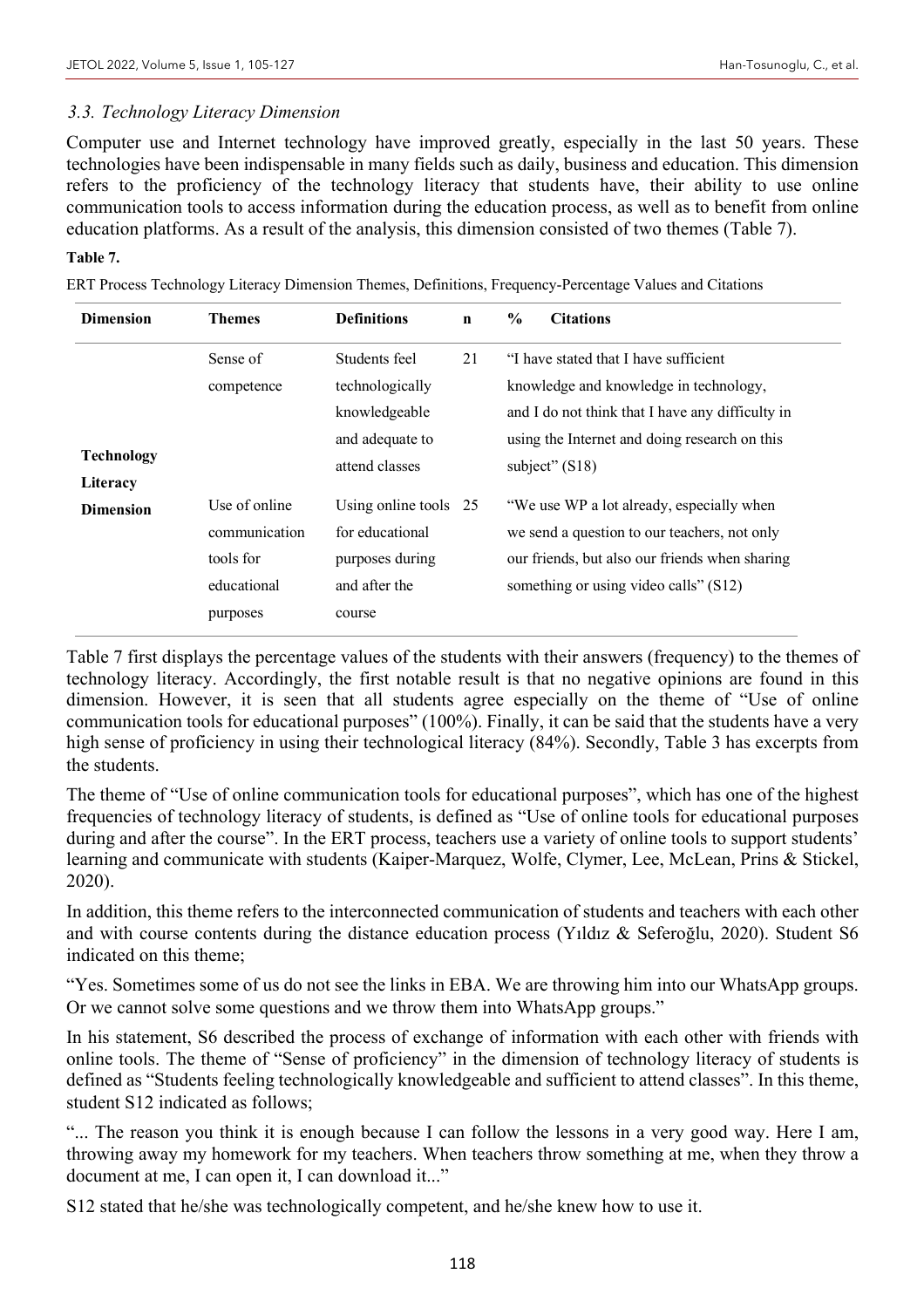### *3.3. Technology Literacy Dimension*

Computer use and Internet technology have improved greatly, especially in the last 50 years. These technologies have been indispensable in many fields such as daily, business and education. This dimension refers to the proficiency of the technology literacy that students have, their ability to use online communication tools to access information during the education process, as well as to benefit from online education platforms. As a result of the analysis, this dimension consisted of two themes (Table 7).

**Table 7.**

ERT Process Technology Literacy Dimension Themes, Definitions, Frequency-Percentage Values and Citations

| Dimension | Themes | Definitions | n | % | Citations |
|---|---|---|---|---|---|
| Technology Literacy Dimension | Sense of competence | Students feel technologically knowledgeable and adequate to attend classes | 21 | | "I have stated that I have sufficient knowledge and knowledge in technology, and I do not think that I have any difficulty in using the Internet and doing research on this subject" (S18) |
| | Use of online communication tools for educational purposes | Using online tools for educational purposes during and after the course | 25 | | "We use WP a lot already, especially when we send a question to our teachers, not only our friends, but also our friends when sharing something or using video calls" (S12) |

Table 7 first displays the percentage values of the students with their answers (frequency) to the themes of technology literacy. Accordingly, the first notable result is that no negative opinions are found in this dimension. However, it is seen that all students agree especially on the theme of "Use of online communication tools for educational purposes" (100%). Finally, it can be said that the students have a very high sense of proficiency in using their technological literacy (84%). Secondly, Table 3 has excerpts from the students.

The theme of "Use of online communication tools for educational purposes", which has one of the highest frequencies of technology literacy of students, is defined as "Use of online tools for educational purposes during and after the course". In the ERT process, teachers use a variety of online tools to support students' learning and communicate with students (Kaiper-Marquez, Wolfe, Clymer, Lee, McLean, Prins & Stickel, 2020).

In addition, this theme refers to the interconnected communication of students and teachers with each other and with course contents during the distance education process (Yıldız & Seferoğlu, 2020). Student S6 indicated on this theme;

"Yes. Sometimes some of us do not see the links in EBA. We are throwing him into our WhatsApp groups. Or we cannot solve some questions and we throw them into WhatsApp groups."

In his statement, S6 described the process of exchange of information with each other with friends with online tools. The theme of "Sense of proficiency" in the dimension of technology literacy of students is defined as "Students feeling technologically knowledgeable and sufficient to attend classes". In this theme, student S12 indicated as follows;

"... The reason you think it is enough because I can follow the lessons in a very good way. Here I am, throwing away my homework for my teachers. When teachers throw something at me, when they throw a document at me, I can open it, I can download it..."

S12 stated that he/she was technologically competent, and he/she knew how to use it.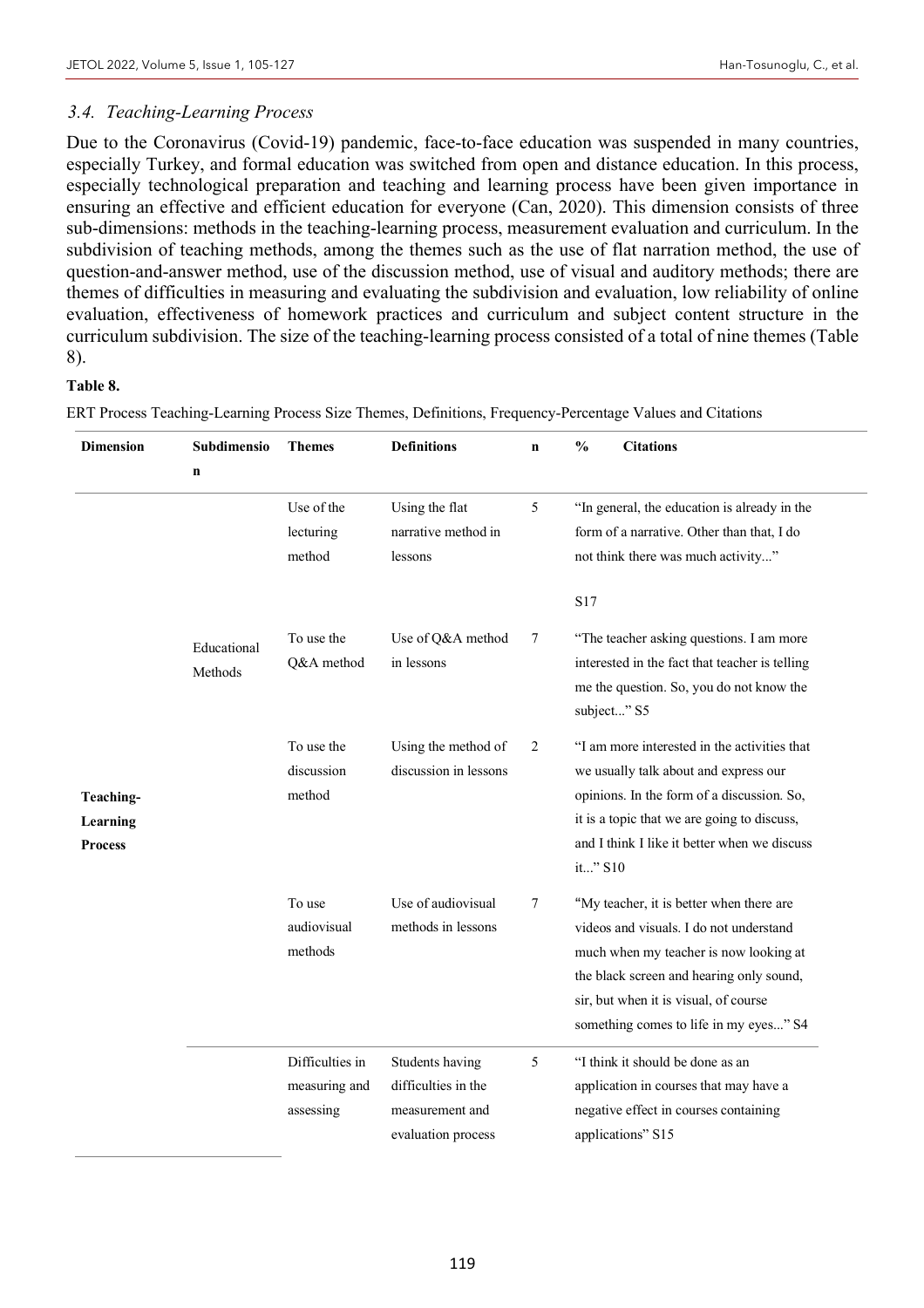### *3.4. Teaching-Learning Process*

Due to the Coronavirus (Covid-19) pandemic, face-to-face education was suspended in many countries, especially Turkey, and formal education was switched from open and distance education. In this process, especially technological preparation and teaching and learning process have been given importance in ensuring an effective and efficient education for everyone (Can, 2020). This dimension consists of three sub-dimensions: methods in the teaching-learning process, measurement evaluation and curriculum. In the subdivision of teaching methods, among the themes such as the use of flat narration method, the use of question-and-answer method, use of the discussion method, use of visual and auditory methods; there are themes of difficulties in measuring and evaluating the subdivision and evaluation, low reliability of online evaluation, effectiveness of homework practices and curriculum and subject content structure in the curriculum subdivision. The size of the teaching-learning process consisted of a total of nine themes (Table 8).

**Table 8.**

ERT Process Teaching-Learning Process Size Themes, Definitions, Frequency-Percentage Values and Citations

| Dimension | Subdimension | Themes | Definitions | n | % | Citations |
|---|---|---|---|---|---|---|
| **Teaching-Learning Process** | Educational Methods | Use of the lecturing method | Using the flat narrative method in lessons | 5 | | "In general, the education is already in the form of a narrative. Other than that, I do not think there was much activity..." S17 |
| | | To use the Q&A method | Use of Q&A method in lessons | 7 | | "The teacher asking questions. I am more interested in the fact that teacher is telling me the question. So, you do not know the subject..." S5 |
| | | To use the discussion method | Using the method of discussion in lessons | 2 | | "I am more interested in the activities that we usually talk about and express our opinions. In the form of a discussion. So, it is a topic that we are going to discuss, and I think I like it better when we discuss it..." S10 |
| | | To use audiovisual methods | Use of audiovisual methods in lessons | 7 | | "My teacher, it is better when there are videos and visuals. I do not understand much when my teacher is now looking at the black screen and hearing only sound, sir, but when it is visual, of course something comes to life in my eyes..." S4 |
| | | Difficulties in measuring and assessing | Students having difficulties in the measurement and evaluation process | 5 | | "I think it should be done as an application in courses that may have a negative effect in courses containing applications" S15 |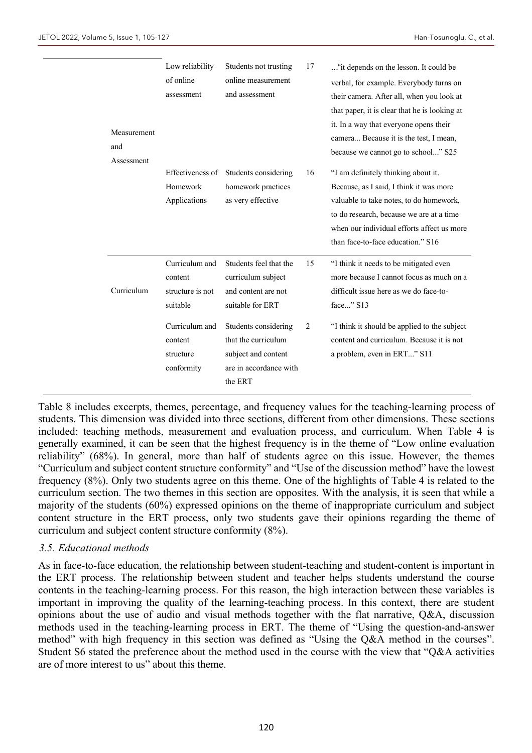| | | | | |
|---|---|---|---|---|
| Measurement and Assessment | Low reliability of online assessment | Students not trusting online measurement and assessment | 17 | ..."it depends on the lesson. It could be verbal, for example. Everybody turns on their camera. After all, when you look at that paper, it is clear that he is looking at it. In a way that everyone opens their camera... Because it is the test, I mean, because we cannot go to school..." S25 |
| | Effectiveness of Homework Applications | Students considering homework practices as very effective | 16 | "I am definitely thinking about it. Because, as I said, I think it was more valuable to take notes, to do homework, to do research, because we are at a time when our individual efforts affect us more than face-to-face education." S16 |
| Curriculum | Curriculum and content structure is not suitable | Students feel that the curriculum subject and content are not suitable for ERT | 15 | "I think it needs to be mitigated even more because I cannot focus as much on a difficult issue here as we do face-to-face..." S13 |
| | Curriculum and content structure conformity | Students considering that the curriculum subject and content are in accordance with the ERT | 2 | "I think it should be applied to the subject content and curriculum. Because it is not a problem, even in ERT..." S11 |

Table 8 includes excerpts, themes, percentage, and frequency values for the teaching-learning process of students. This dimension was divided into three sections, different from other dimensions. These sections included: teaching methods, measurement and evaluation process, and curriculum. When Table 4 is generally examined, it can be seen that the highest frequency is in the theme of "Low online evaluation reliability" (68%). In general, more than half of students agree on this issue. However, the themes "Curriculum and subject content structure conformity" and "Use of the discussion method" have the lowest frequency (8%). Only two students agree on this theme. One of the highlights of Table 4 is related to the curriculum section. The two themes in this section are opposites. With the analysis, it is seen that while a majority of the students (60%) expressed opinions on the theme of inappropriate curriculum and subject content structure in the ERT process, only two students gave their opinions regarding the theme of curriculum and subject content structure conformity (8%).

### *3.5. Educational methods*

As in face-to-face education, the relationship between student-teaching and student-content is important in the ERT process. The relationship between student and teacher helps students understand the course contents in the teaching-learning process. For this reason, the high interaction between these variables is important in improving the quality of the learning-teaching process. In this context, there are student opinions about the use of audio and visual methods together with the flat narrative, Q&A, discussion methods used in the teaching-learning process in ERT. The theme of "Using the question-and-answer method" with high frequency in this section was defined as "Using the Q&A method in the courses". Student S6 stated the preference about the method used in the course with the view that "Q&A activities are of more interest to us" about this theme.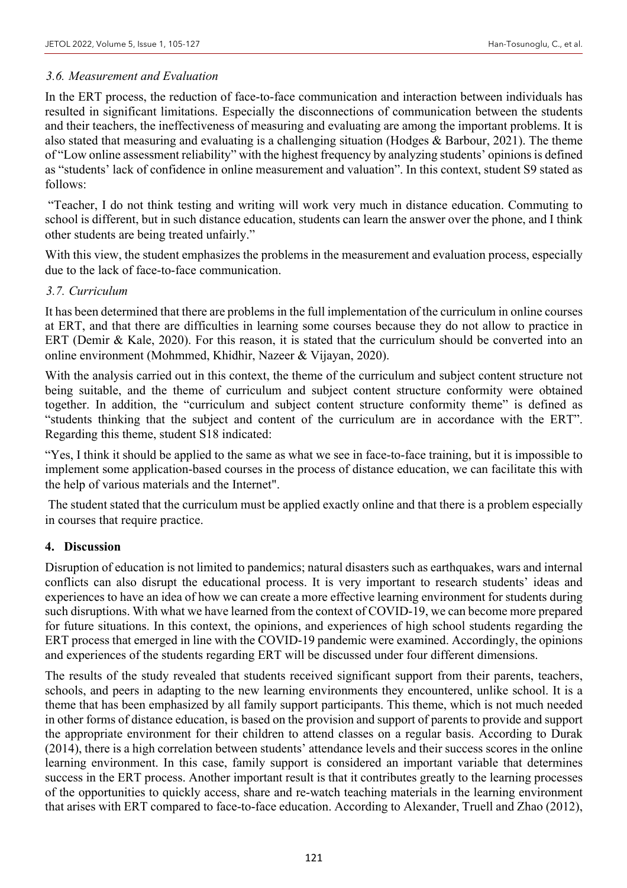### *3.6. Measurement and Evaluation*

In the ERT process, the reduction of face-to-face communication and interaction between individuals has resulted in significant limitations. Especially the disconnections of communication between the students and their teachers, the ineffectiveness of measuring and evaluating are among the important problems. It is also stated that measuring and evaluating is a challenging situation (Hodges & Barbour, 2021). The theme of "Low online assessment reliability" with the highest frequency by analyzing students' opinions is defined as "students' lack of confidence in online measurement and valuation". In this context, student S9 stated as follows:

"Teacher, I do not think testing and writing will work very much in distance education. Commuting to school is different, but in such distance education, students can learn the answer over the phone, and I think other students are being treated unfairly."

With this view, the student emphasizes the problems in the measurement and evaluation process, especially due to the lack of face-to-face communication.

### *3.7. Curriculum*

It has been determined that there are problems in the full implementation of the curriculum in online courses at ERT, and that there are difficulties in learning some courses because they do not allow to practice in ERT (Demir & Kale, 2020). For this reason, it is stated that the curriculum should be converted into an online environment (Mohmmed, Khidhir, Nazeer & Vijayan, 2020).

With the analysis carried out in this context, the theme of the curriculum and subject content structure not being suitable, and the theme of curriculum and subject content structure conformity were obtained together. In addition, the "curriculum and subject content structure conformity theme" is defined as "students thinking that the subject and content of the curriculum are in accordance with the ERT". Regarding this theme, student S18 indicated:

"Yes, I think it should be applied to the same as what we see in face-to-face training, but it is impossible to implement some application-based courses in the process of distance education, we can facilitate this with the help of various materials and the Internet".

The student stated that the curriculum must be applied exactly online and that there is a problem especially in courses that require practice.

## 4. Discussion

Disruption of education is not limited to pandemics; natural disasters such as earthquakes, wars and internal conflicts can also disrupt the educational process. It is very important to research students' ideas and experiences to have an idea of how we can create a more effective learning environment for students during such disruptions. With what we have learned from the context of COVID-19, we can become more prepared for future situations. In this context, the opinions, and experiences of high school students regarding the ERT process that emerged in line with the COVID-19 pandemic were examined. Accordingly, the opinions and experiences of the students regarding ERT will be discussed under four different dimensions.

The results of the study revealed that students received significant support from their parents, teachers, schools, and peers in adapting to the new learning environments they encountered, unlike school. It is a theme that has been emphasized by all family support participants. This theme, which is not much needed in other forms of distance education, is based on the provision and support of parents to provide and support the appropriate environment for their children to attend classes on a regular basis. According to Durak (2014), there is a high correlation between students' attendance levels and their success scores in the online learning environment. In this case, family support is considered an important variable that determines success in the ERT process. Another important result is that it contributes greatly to the learning processes of the opportunities to quickly access, share and re-watch teaching materials in the learning environment that arises with ERT compared to face-to-face education. According to Alexander, Truell and Zhao (2012),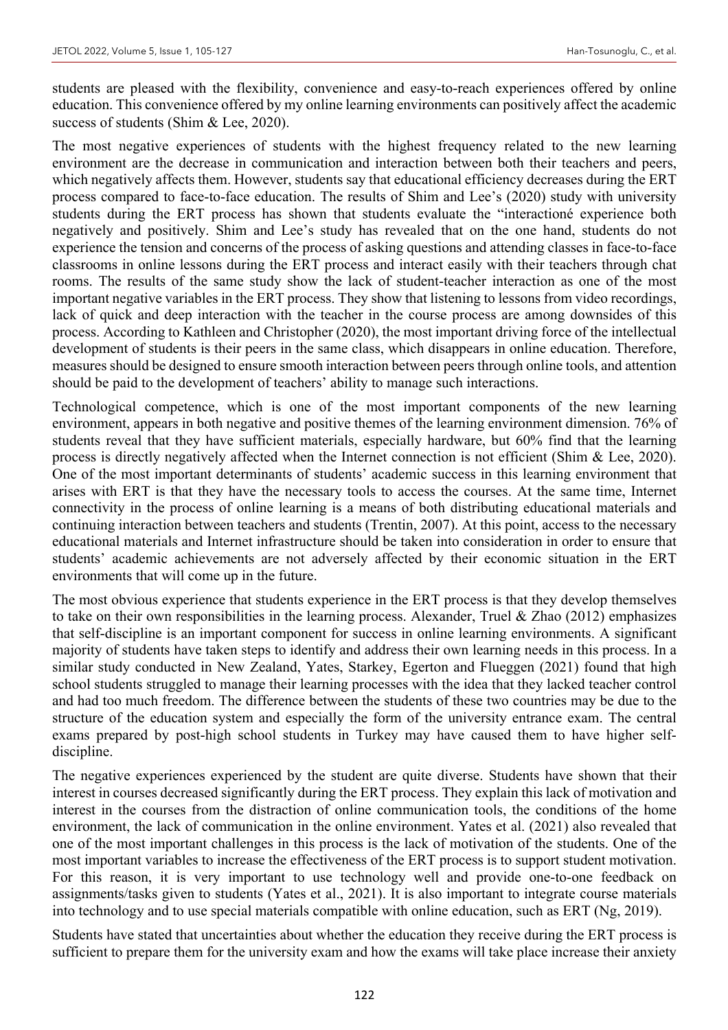students are pleased with the flexibility, convenience and easy-to-reach experiences offered by online education. This convenience offered by my online learning environments can positively affect the academic success of students (Shim & Lee, 2020).

The most negative experiences of students with the highest frequency related to the new learning environment are the decrease in communication and interaction between both their teachers and peers, which negatively affects them. However, students say that educational efficiency decreases during the ERT process compared to face-to-face education. The results of Shim and Lee's (2020) study with university students during the ERT process has shown that students evaluate the "interactioné experience both negatively and positively. Shim and Lee's study has revealed that on the one hand, students do not experience the tension and concerns of the process of asking questions and attending classes in face-to-face classrooms in online lessons during the ERT process and interact easily with their teachers through chat rooms. The results of the same study show the lack of student-teacher interaction as one of the most important negative variables in the ERT process. They show that listening to lessons from video recordings, lack of quick and deep interaction with the teacher in the course process are among downsides of this process. According to Kathleen and Christopher (2020), the most important driving force of the intellectual development of students is their peers in the same class, which disappears in online education. Therefore, measures should be designed to ensure smooth interaction between peers through online tools, and attention should be paid to the development of teachers' ability to manage such interactions.

Technological competence, which is one of the most important components of the new learning environment, appears in both negative and positive themes of the learning environment dimension. 76% of students reveal that they have sufficient materials, especially hardware, but 60% find that the learning process is directly negatively affected when the Internet connection is not efficient (Shim & Lee, 2020). One of the most important determinants of students' academic success in this learning environment that arises with ERT is that they have the necessary tools to access the courses. At the same time, Internet connectivity in the process of online learning is a means of both distributing educational materials and continuing interaction between teachers and students (Trentin, 2007). At this point, access to the necessary educational materials and Internet infrastructure should be taken into consideration in order to ensure that students' academic achievements are not adversely affected by their economic situation in the ERT environments that will come up in the future.

The most obvious experience that students experience in the ERT process is that they develop themselves to take on their own responsibilities in the learning process. Alexander, Truel & Zhao (2012) emphasizes that self-discipline is an important component for success in online learning environments. A significant majority of students have taken steps to identify and address their own learning needs in this process. In a similar study conducted in New Zealand, Yates, Starkey, Egerton and Flueggen (2021) found that high school students struggled to manage their learning processes with the idea that they lacked teacher control and had too much freedom. The difference between the students of these two countries may be due to the structure of the education system and especially the form of the university entrance exam. The central exams prepared by post-high school students in Turkey may have caused them to have higher self-discipline.

The negative experiences experienced by the student are quite diverse. Students have shown that their interest in courses decreased significantly during the ERT process. They explain this lack of motivation and interest in the courses from the distraction of online communication tools, the conditions of the home environment, the lack of communication in the online environment. Yates et al. (2021) also revealed that one of the most important challenges in this process is the lack of motivation of the students. One of the most important variables to increase the effectiveness of the ERT process is to support student motivation. For this reason, it is very important to use technology well and provide one-to-one feedback on assignments/tasks given to students (Yates et al., 2021). It is also important to integrate course materials into technology and to use special materials compatible with online education, such as ERT (Ng, 2019).

Students have stated that uncertainties about whether the education they receive during the ERT process is sufficient to prepare them for the university exam and how the exams will take place increase their anxiety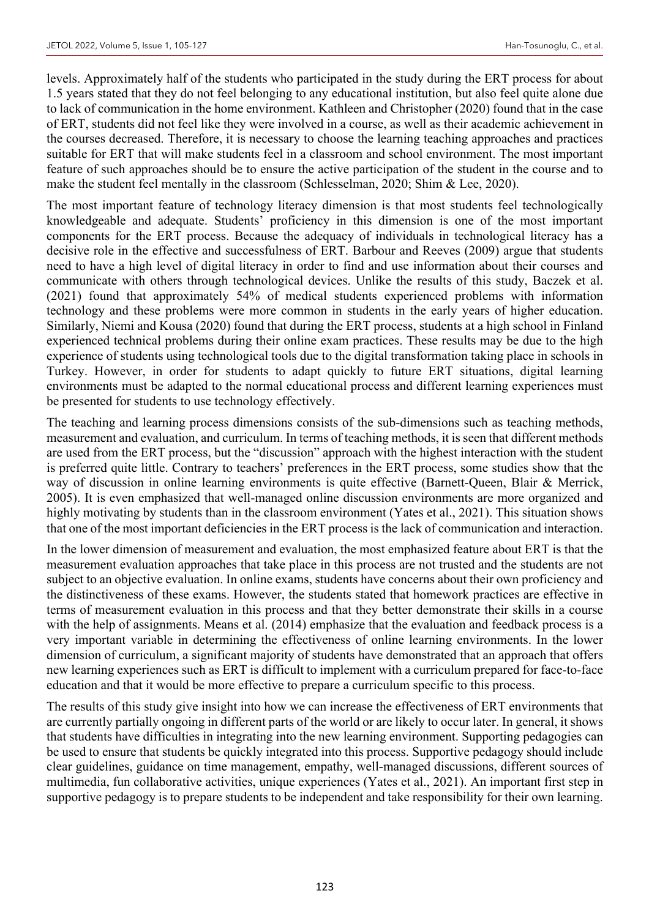levels. Approximately half of the students who participated in the study during the ERT process for about 1.5 years stated that they do not feel belonging to any educational institution, but also feel quite alone due to lack of communication in the home environment. Kathleen and Christopher (2020) found that in the case of ERT, students did not feel like they were involved in a course, as well as their academic achievement in the courses decreased. Therefore, it is necessary to choose the learning teaching approaches and practices suitable for ERT that will make students feel in a classroom and school environment. The most important feature of such approaches should be to ensure the active participation of the student in the course and to make the student feel mentally in the classroom (Schlesselman, 2020; Shim & Lee, 2020).

The most important feature of technology literacy dimension is that most students feel technologically knowledgeable and adequate. Students' proficiency in this dimension is one of the most important components for the ERT process. Because the adequacy of individuals in technological literacy has a decisive role in the effective and successfulness of ERT. Barbour and Reeves (2009) argue that students need to have a high level of digital literacy in order to find and use information about their courses and communicate with others through technological devices. Unlike the results of this study, Baczek et al. (2021) found that approximately 54% of medical students experienced problems with information technology and these problems were more common in students in the early years of higher education. Similarly, Niemi and Kousa (2020) found that during the ERT process, students at a high school in Finland experienced technical problems during their online exam practices. These results may be due to the high experience of students using technological tools due to the digital transformation taking place in schools in Turkey. However, in order for students to adapt quickly to future ERT situations, digital learning environments must be adapted to the normal educational process and different learning experiences must be presented for students to use technology effectively.

The teaching and learning process dimensions consists of the sub-dimensions such as teaching methods, measurement and evaluation, and curriculum. In terms of teaching methods, it is seen that different methods are used from the ERT process, but the "discussion" approach with the highest interaction with the student is preferred quite little. Contrary to teachers' preferences in the ERT process, some studies show that the way of discussion in online learning environments is quite effective (Barnett-Queen, Blair & Merrick, 2005). It is even emphasized that well-managed online discussion environments are more organized and highly motivating by students than in the classroom environment (Yates et al., 2021). This situation shows that one of the most important deficiencies in the ERT process is the lack of communication and interaction.

In the lower dimension of measurement and evaluation, the most emphasized feature about ERT is that the measurement evaluation approaches that take place in this process are not trusted and the students are not subject to an objective evaluation. In online exams, students have concerns about their own proficiency and the distinctiveness of these exams. However, the students stated that homework practices are effective in terms of measurement evaluation in this process and that they better demonstrate their skills in a course with the help of assignments. Means et al. (2014) emphasize that the evaluation and feedback process is a very important variable in determining the effectiveness of online learning environments. In the lower dimension of curriculum, a significant majority of students have demonstrated that an approach that offers new learning experiences such as ERT is difficult to implement with a curriculum prepared for face-to-face education and that it would be more effective to prepare a curriculum specific to this process.

The results of this study give insight into how we can increase the effectiveness of ERT environments that are currently partially ongoing in different parts of the world or are likely to occur later. In general, it shows that students have difficulties in integrating into the new learning environment. Supporting pedagogies can be used to ensure that students be quickly integrated into this process. Supportive pedagogy should include clear guidelines, guidance on time management, empathy, well-managed discussions, different sources of multimedia, fun collaborative activities, unique experiences (Yates et al., 2021). An important first step in supportive pedagogy is to prepare students to be independent and take responsibility for their own learning.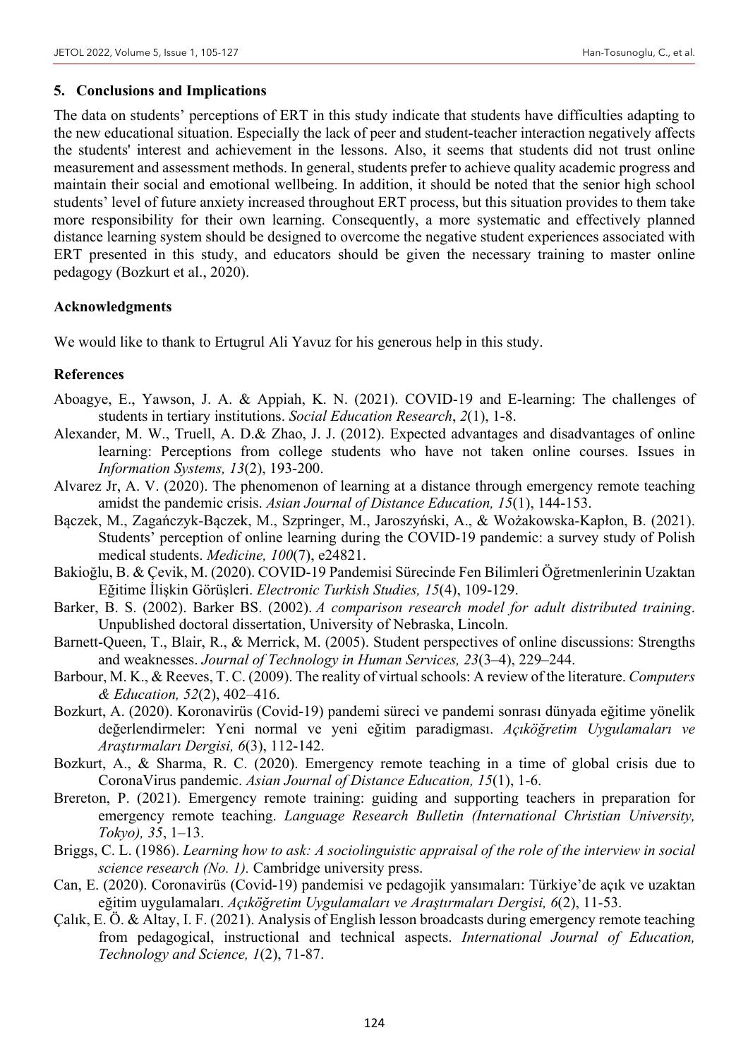## 5. Conclusions and Implications

The data on students' perceptions of ERT in this study indicate that students have difficulties adapting to the new educational situation. Especially the lack of peer and student-teacher interaction negatively affects the students' interest and achievement in the lessons. Also, it seems that students did not trust online measurement and assessment methods. In general, students prefer to achieve quality academic progress and maintain their social and emotional wellbeing. In addition, it should be noted that the senior high school students' level of future anxiety increased throughout ERT process, but this situation provides to them take more responsibility for their own learning. Consequently, a more systematic and effectively planned distance learning system should be designed to overcome the negative student experiences associated with ERT presented in this study, and educators should be given the necessary training to master online pedagogy (Bozkurt et al., 2020).

## Acknowledgments

We would like to thank to Ertugrul Ali Yavuz for his generous help in this study.

## References

Aboagye, E., Yawson, J. A. & Appiah, K. N. (2021). COVID-19 and E-learning: The challenges of students in tertiary institutions. *Social Education Research*, *2*(1), 1-8.

Alexander, M. W., Truell, A. D.& Zhao, J. J. (2012). Expected advantages and disadvantages of online learning: Perceptions from college students who have not taken online courses. Issues in *Information Systems, 13*(2), 193-200.

Alvarez Jr, A. V. (2020). The phenomenon of learning at a distance through emergency remote teaching amidst the pandemic crisis. *Asian Journal of Distance Education, 15*(1), 144-153.

Bączek, M., Zagańczyk-Bączek, M., Szpringer, M., Jaroszyński, A., & Wożakowska-Kapłon, B. (2021). Students' perception of online learning during the COVID-19 pandemic: a survey study of Polish medical students. *Medicine, 100*(7), e24821.

Bakioğlu, B. & Çevik, M. (2020). COVID-19 Pandemisi Sürecinde Fen Bilimleri Öğretmenlerinin Uzaktan Eğitime İlişkin Görüşleri. *Electronic Turkish Studies, 15*(4), 109-129.

Barker, B. S. (2002). Barker BS. (2002). *A comparison research model for adult distributed training*. Unpublished doctoral dissertation, University of Nebraska, Lincoln.

Barnett-Queen, T., Blair, R., & Merrick, M. (2005). Student perspectives of online discussions: Strengths and weaknesses. *Journal of Technology in Human Services, 23*(3–4), 229–244.

Barbour, M. K., & Reeves, T. C. (2009). The reality of virtual schools: A review of the literature. *Computers & Education, 52*(2), 402–416.

Bozkurt, A. (2020). Koronavirüs (Covid-19) pandemi süreci ve pandemi sonrası dünyada eğitime yönelik değerlendirmeler: Yeni normal ve yeni eğitim paradigması. *Açıköğretim Uygulamaları ve Araştırmaları Dergisi, 6*(3), 112-142.

Bozkurt, A., & Sharma, R. C. (2020). Emergency remote teaching in a time of global crisis due to CoronaVirus pandemic. *Asian Journal of Distance Education, 15*(1), 1-6.

Brereton, P. (2021). Emergency remote training: guiding and supporting teachers in preparation for emergency remote teaching. *Language Research Bulletin (International Christian University, Tokyo), 35*, 1–13.

Briggs, C. L. (1986). *Learning how to ask: A sociolinguistic appraisal of the role of the interview in social science research (No. 1).* Cambridge university press.

Can, E. (2020). Coronavirüs (Covid-19) pandemisi ve pedagojik yansımaları: Türkiye'de açık ve uzaktan eğitim uygulamaları. *Açıköğretim Uygulamaları ve Araştırmaları Dergisi, 6*(2), 11-53.

Çalık, E. Ö. & Altay, I. F. (2021). Analysis of English lesson broadcasts during emergency remote teaching from pedagogical, instructional and technical aspects. *International Journal of Education, Technology and Science, 1*(2), 71-87.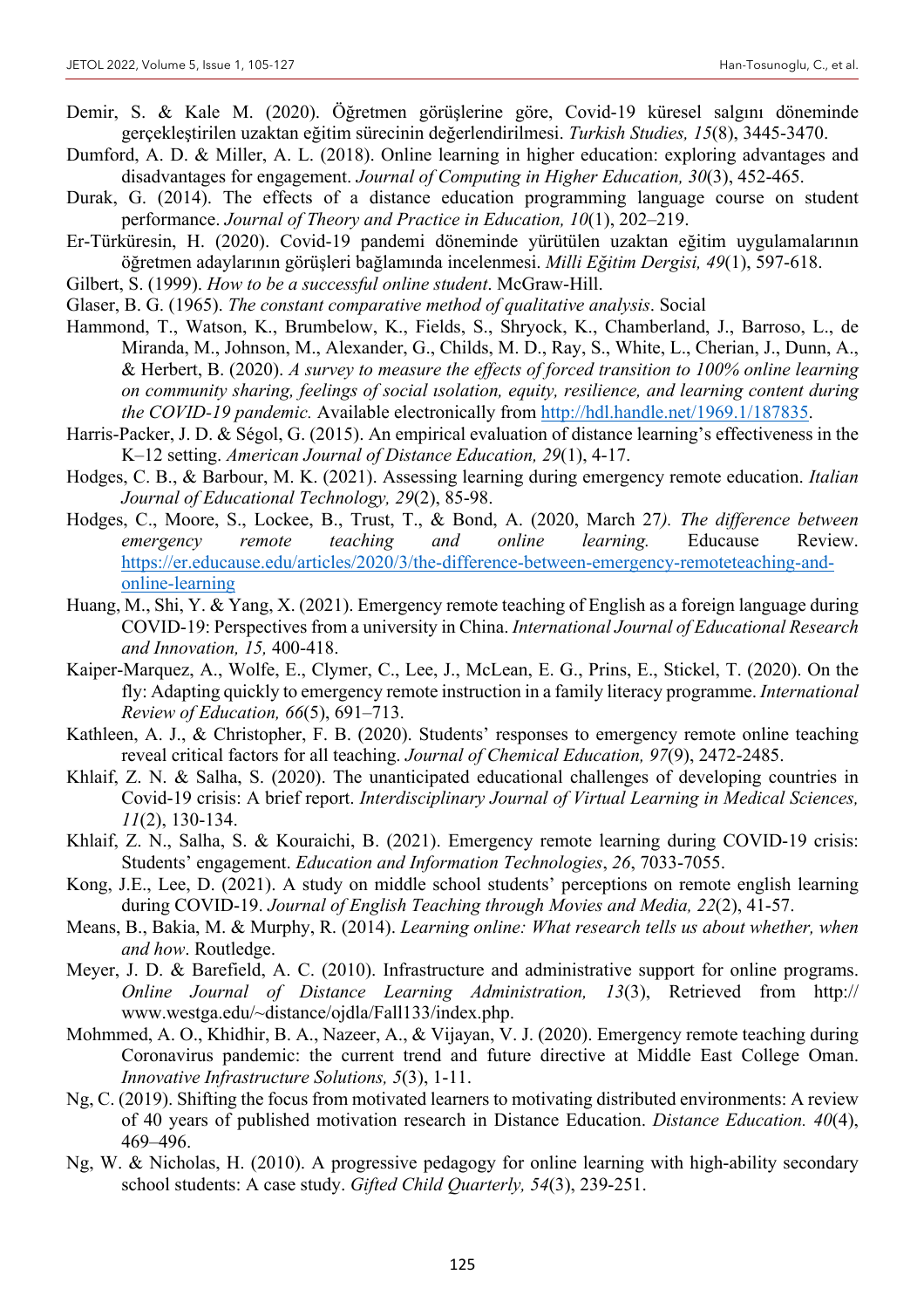Demir, S. & Kale M. (2020). Öğretmen görüşlerine göre, Covid-19 küresel salgını döneminde gerçekleştirilen uzaktan eğitim sürecinin değerlendirilmesi. *Turkish Studies, 15*(8), 3445-3470.

Dumford, A. D. & Miller, A. L. (2018). Online learning in higher education: exploring advantages and disadvantages for engagement. *Journal of Computing in Higher Education, 30*(3), 452-465.

Durak, G. (2014). The effects of a distance education programming language course on student performance. *Journal of Theory and Practice in Education, 10*(1), 202–219.

Er-Türküresin, H. (2020). Covid-19 pandemi döneminde yürütülen uzaktan eğitim uygulamalarının öğretmen adaylarının görüşleri bağlamında incelenmesi. *Milli Eğitim Dergisi, 49*(1), 597-618.

Gilbert, S. (1999). *How to be a successful online student*. McGraw-Hill.

Glaser, B. G. (1965). *The constant comparative method of qualitative analysis*. Social

Hammond, T., Watson, K., Brumbelow, K., Fields, S., Shryock, K., Chamberland, J., Barroso, L., de Miranda, M., Johnson, M., Alexander, G., Childs, M. D., Ray, S., White, L., Cherian, J., Dunn, A., & Herbert, B. (2020). *A survey to measure the effects of forced transition to 100% online learning on community sharing, feelings of social ısolation, equity, resilience, and learning content during the COVID-19 pandemic.* Available electronically from http://hdl.handle.net/1969.1/187835.

Harris-Packer, J. D. & Ségol, G. (2015). An empirical evaluation of distance learning's effectiveness in the K–12 setting. *American Journal of Distance Education, 29*(1), 4-17.

Hodges, C. B., & Barbour, M. K. (2021). Assessing learning during emergency remote education. *Italian Journal of Educational Technology, 29*(2), 85-98.

Hodges, C., Moore, S., Lockee, B., Trust, T., & Bond, A. (2020, March 27*). The difference between emergency remote teaching and online learning.* Educause Review. https://er.educause.edu/articles/2020/3/the-difference-between-emergency-remoteteaching-and-online-learning

Huang, M., Shi, Y. & Yang, X. (2021). Emergency remote teaching of English as a foreign language during COVID-19: Perspectives from a university in China. *International Journal of Educational Research and Innovation, 15,* 400-418.

Kaiper-Marquez, A., Wolfe, E., Clymer, C., Lee, J., McLean, E. G., Prins, E., Stickel, T. (2020). On the fly: Adapting quickly to emergency remote instruction in a family literacy programme. *International Review of Education, 66*(5), 691–713.

Kathleen, A. J., & Christopher, F. B. (2020). Students' responses to emergency remote online teaching reveal critical factors for all teaching. *Journal of Chemical Education, 97*(9), 2472-2485.

Khlaif, Z. N. & Salha, S. (2020). The unanticipated educational challenges of developing countries in Covid-19 crisis: A brief report. *Interdisciplinary Journal of Virtual Learning in Medical Sciences, 11*(2), 130-134.

Khlaif, Z. N., Salha, S. & Kouraichi, B. (2021). Emergency remote learning during COVID-19 crisis: Students' engagement. *Education and Information Technologies*, *26*, 7033-7055.

Kong, J.E., Lee, D. (2021). A study on middle school students' perceptions on remote english learning during COVID-19. *Journal of English Teaching through Movies and Media, 22*(2), 41-57.

Means, B., Bakia, M. & Murphy, R. (2014). *Learning online: What research tells us about whether, when and how*. Routledge.

Meyer, J. D. & Barefield, A. C. (2010). Infrastructure and administrative support for online programs. *Online Journal of Distance Learning Administration, 13*(3), Retrieved from http:// www.westga.edu/~distance/ojdla/Fall133/index.php.

Mohmmed, A. O., Khidhir, B. A., Nazeer, A., & Vijayan, V. J. (2020). Emergency remote teaching during Coronavirus pandemic: the current trend and future directive at Middle East College Oman. *Innovative Infrastructure Solutions, 5*(3), 1-11.

Ng, C. (2019). Shifting the focus from motivated learners to motivating distributed environments: A review of 40 years of published motivation research in Distance Education. *Distance Education. 40*(4), 469–496.

Ng, W. & Nicholas, H. (2010). A progressive pedagogy for online learning with high-ability secondary school students: A case study. *Gifted Child Quarterly, 54*(3), 239-251.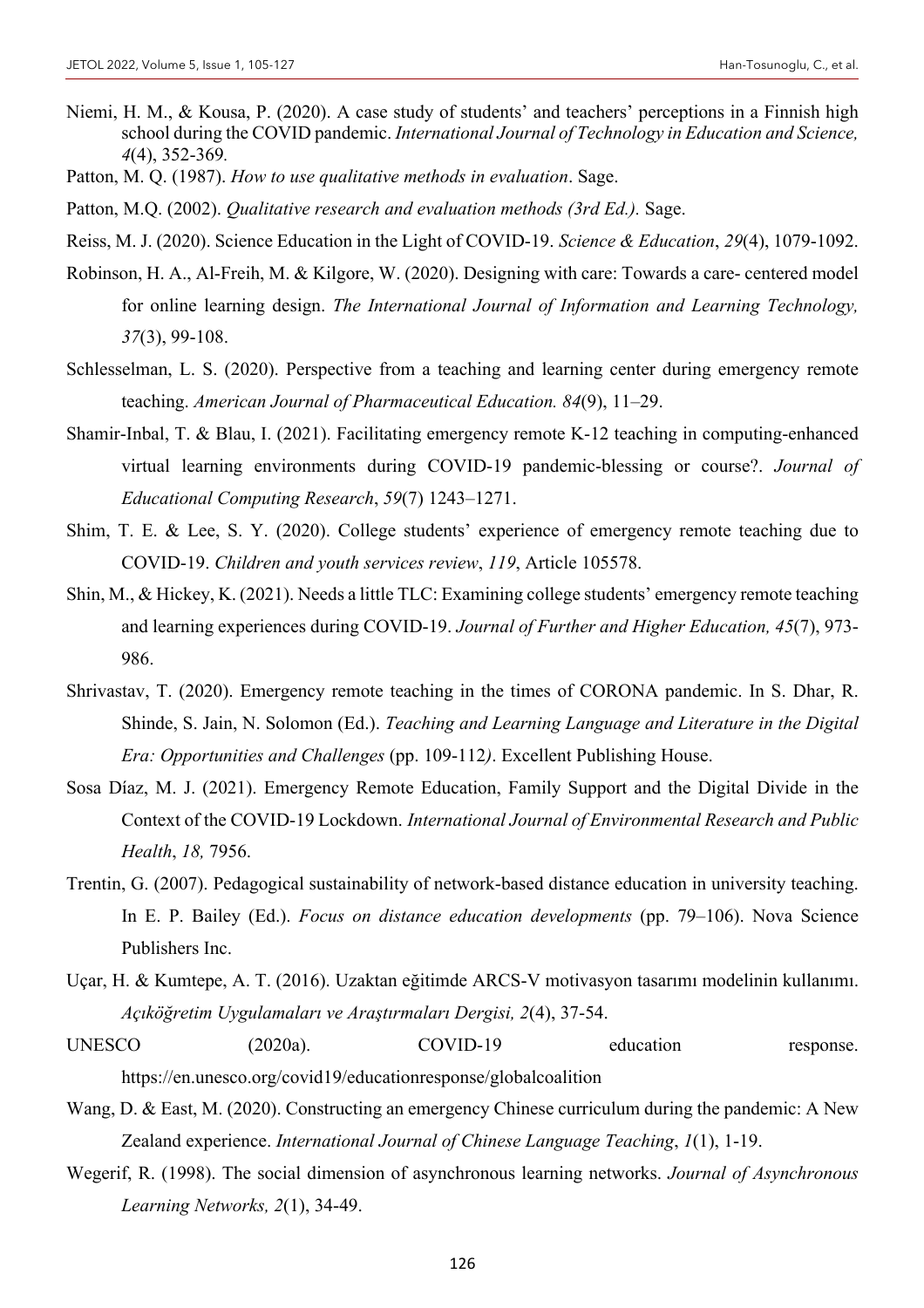Niemi, H. M., & Kousa, P. (2020). A case study of students' and teachers' perceptions in a Finnish high school during the COVID pandemic. *International Journal of Technology in Education and Science, 4*(4), 352-369.

Patton, M. Q. (1987). *How to use qualitative methods in evaluation*. Sage.

Patton, M.Q. (2002). *Qualitative research and evaluation methods (3rd Ed.).* Sage.

Reiss, M. J. (2020). Science Education in the Light of COVID-19. *Science & Education*, *29*(4), 1079-1092.

Robinson, H. A., Al-Freih, M. & Kilgore, W. (2020). Designing with care: Towards a care- centered model for online learning design. *The International Journal of Information and Learning Technology, 37*(3), 99-108.

Schlesselman, L. S. (2020). Perspective from a teaching and learning center during emergency remote teaching. *American Journal of Pharmaceutical Education. 84*(9), 11–29.

Shamir-Inbal, T. & Blau, I. (2021). Facilitating emergency remote K-12 teaching in computing-enhanced virtual learning environments during COVID-19 pandemic-blessing or course?. *Journal of Educational Computing Research*, *59*(7) 1243–1271.

Shim, T. E. & Lee, S. Y. (2020). College students' experience of emergency remote teaching due to COVID-19. *Children and youth services review*, *119*, Article 105578.

Shin, M., & Hickey, K. (2021). Needs a little TLC: Examining college students' emergency remote teaching and learning experiences during COVID-19. *Journal of Further and Higher Education, 45*(7), 973-986.

Shrivastav, T. (2020). Emergency remote teaching in the times of CORONA pandemic. In S. Dhar, R. Shinde, S. Jain, N. Solomon (Ed.). *Teaching and Learning Language and Literature in the Digital Era: Opportunities and Challenges* (pp. 109-112*)*. Excellent Publishing House.

Sosa Díaz, M. J. (2021). Emergency Remote Education, Family Support and the Digital Divide in the Context of the COVID-19 Lockdown. *International Journal of Environmental Research and Public Health*, *18,* 7956.

Trentin, G. (2007). Pedagogical sustainability of network-based distance education in university teaching. In E. P. Bailey (Ed.). *Focus on distance education developments* (pp. 79–106). Nova Science Publishers Inc.

Uçar, H. & Kumtepe, A. T. (2016). Uzaktan eğitimde ARCS-V motivasyon tasarımı modelinin kullanımı. *Açıköğretim Uygulamaları ve Araştırmaları Dergisi, 2*(4), 37-54.

UNESCO (2020a). COVID-19 education response. https://en.unesco.org/covid19/educationresponse/globalcoalition

Wang, D. & East, M. (2020). Constructing an emergency Chinese curriculum during the pandemic: A New Zealand experience. *International Journal of Chinese Language Teaching*, *1*(1), 1-19.

Wegerif, R. (1998). The social dimension of asynchronous learning networks. *Journal of Asynchronous Learning Networks, 2*(1), 34-49.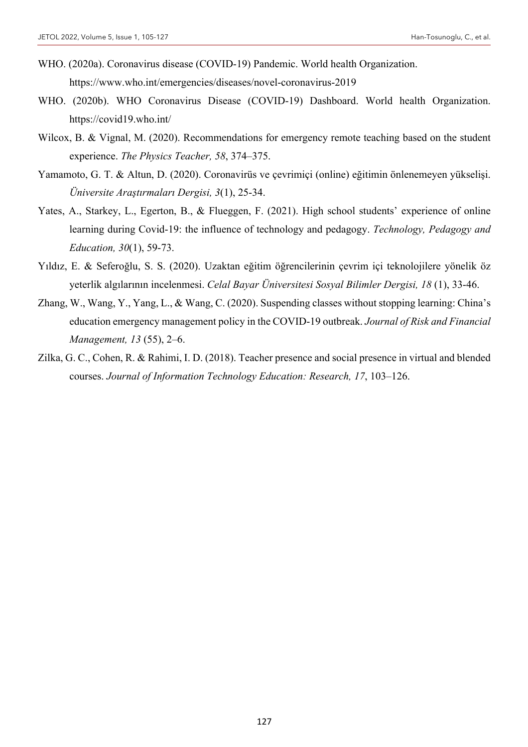WHO. (2020a). Coronavirus disease (COVID-19) Pandemic. World health Organization. https://www.who.int/emergencies/diseases/novel-coronavirus-2019

WHO. (2020b). WHO Coronavirus Disease (COVID-19) Dashboard. World health Organization. https://covid19.who.int/

Wilcox, B. & Vignal, M. (2020). Recommendations for emergency remote teaching based on the student experience. *The Physics Teacher, 58*, 374–375.

Yamamoto, G. T. & Altun, D. (2020). Coronavirüs ve çevrimiçi (online) eğitimin önlenemeyen yükselişi. *Üniversite Araştırmaları Dergisi, 3*(1), 25-34.

Yates, A., Starkey, L., Egerton, B., & Flueggen, F. (2021). High school students' experience of online learning during Covid-19: the influence of technology and pedagogy. *Technology, Pedagogy and Education, 30*(1), 59-73.

Yıldız, E. & Seferoğlu, S. S. (2020). Uzaktan eğitim öğrencilerinin çevrim içi teknolojilere yönelik öz yeterlik algılarının incelenmesi. *Celal Bayar Üniversitesi Sosyal Bilimler Dergisi, 18* (1), 33-46.

Zhang, W., Wang, Y., Yang, L., & Wang, C. (2020). Suspending classes without stopping learning: China's education emergency management policy in the COVID-19 outbreak. *Journal of Risk and Financial Management, 13* (55), 2–6.

Zilka, G. C., Cohen, R. & Rahimi, I. D. (2018). Teacher presence and social presence in virtual and blended courses. *Journal of Information Technology Education: Research, 17*, 103–126.